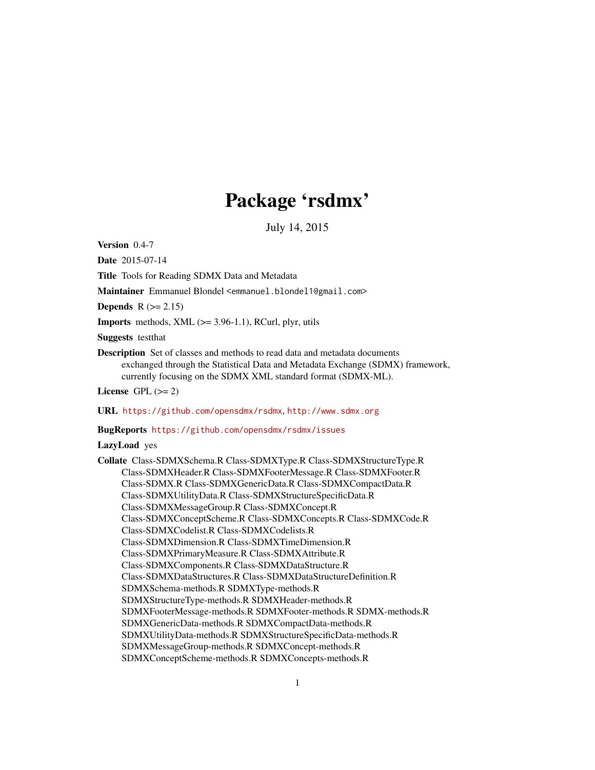# Package 'rsdmx'

July 14, 2015

**Version** 0.4-7

**Date** 2015-07-14

**Title** Tools for Reading SDMX Data and Metadata

**Maintainer** Emmanuel Blondel <emmanuel.blondel1@gmail.com>

**Depends** R (>= 2.15)

**Imports** methods, XML (>= 3.96-1.1), RCurl, plyr, utils

**Suggests** testthat

**Description** Set of classes and methods to read data and metadata documents exchanged through the Statistical Data and Metadata Exchange (SDMX) framework, currently focusing on the SDMX XML standard format (SDMX-ML).

**License** GPL (>= 2)

**URL** https://github.com/opensdmx/rsdmx, http://www.sdmx.org

**BugReports** https://github.com/opensdmx/rsdmx/issues

**LazyLoad** yes

**Collate** Class-SDMXSchema.R Class-SDMXType.R Class-SDMXStructureType.R Class-SDMXHeader.R Class-SDMXFooterMessage.R Class-SDMXFooter.R Class-SDMX.R Class-SDMXGenericData.R Class-SDMXCompactData.R Class-SDMXUtilityData.R Class-SDMXStructureSpecificData.R Class-SDMXMessageGroup.R Class-SDMXConcept.R Class-SDMXConceptScheme.R Class-SDMXConcepts.R Class-SDMXCode.R Class-SDMXCodelist.R Class-SDMXCodelists.R Class-SDMXDimension.R Class-SDMXTimeDimension.R Class-SDMXPrimaryMeasure.R Class-SDMXAttribute.R Class-SDMXComponents.R Class-SDMXDataStructure.R Class-SDMXDataStructures.R Class-SDMXDataStructureDefinition.R SDMXSchema-methods.R SDMXType-methods.R SDMXStructureType-methods.R SDMXHeader-methods.R SDMXFooterMessage-methods.R SDMXFooter-methods.R SDMX-methods.R SDMXGenericData-methods.R SDMXCompactData-methods.R SDMXUtilityData-methods.R SDMXStructureSpecificData-methods.R SDMXMessageGroup-methods.R SDMXConcept-methods.R SDMXConceptScheme-methods.R SDMXConcepts-methods.R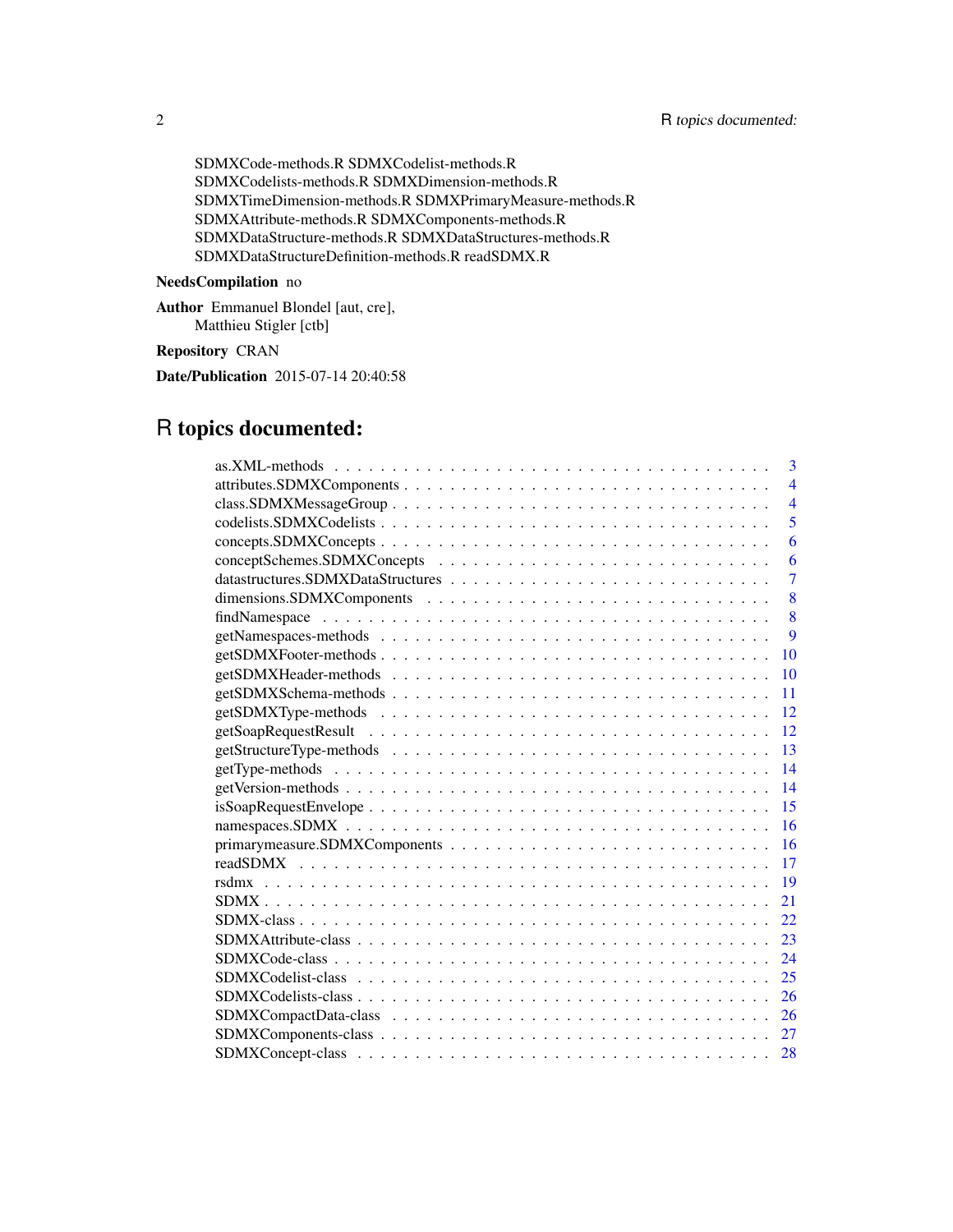SDMXCode-methods.R SDMXCodelist-methods.R
SDMXCodelists-methods.R SDMXDimension-methods.R
SDMXTimeDimension-methods.R SDMXPrimaryMeasure-methods.R
SDMXAttribute-methods.R SDMXComponents-methods.R
SDMXDataStructure-methods.R SDMXDataStructures-methods.R
SDMXDataStructureDefinition-methods.R readSDMX.R

**NeedsCompilation** no

**Author** Emmanuel Blondel [aut, cre],
Matthieu Stigler [ctb]

**Repository** CRAN

**Date/Publication** 2015-07-14 20:40:58

# R topics documented:

| | |
|---|---|
| as.XML-methods | 3 |
| attributes.SDMXComponents | 4 |
| class.SDMXMessageGroup | 4 |
| codelists.SDMXCodelists | 5 |
| concepts.SDMXConcepts | 6 |
| conceptSchemes.SDMXConcepts | 6 |
| datastructures.SDMXDataStructures | 7 |
| dimensions.SDMXComponents | 8 |
| findNamespace | 8 |
| getNamespaces-methods | 9 |
| getSDMXFooter-methods | 10 |
| getSDMXHeader-methods | 10 |
| getSDMXSchema-methods | 11 |
| getSDMXType-methods | 12 |
| getSoapRequestResult | 12 |
| getStructureType-methods | 13 |
| getType-methods | 14 |
| getVersion-methods | 14 |
| isSoapRequestEnvelope | 15 |
| namespaces.SDMX | 16 |
| primarymeasure.SDMXComponents | 16 |
| readSDMX | 17 |
| rsdmx | 19 |
| SDMX | 21 |
| SDMX-class | 22 |
| SDMXAttribute-class | 23 |
| SDMXCode-class | 24 |
| SDMXCodelist-class | 25 |
| SDMXCodelists-class | 26 |
| SDMXCompactData-class | 26 |
| SDMXComponents-class | 27 |
| SDMXConcept-class | 28 |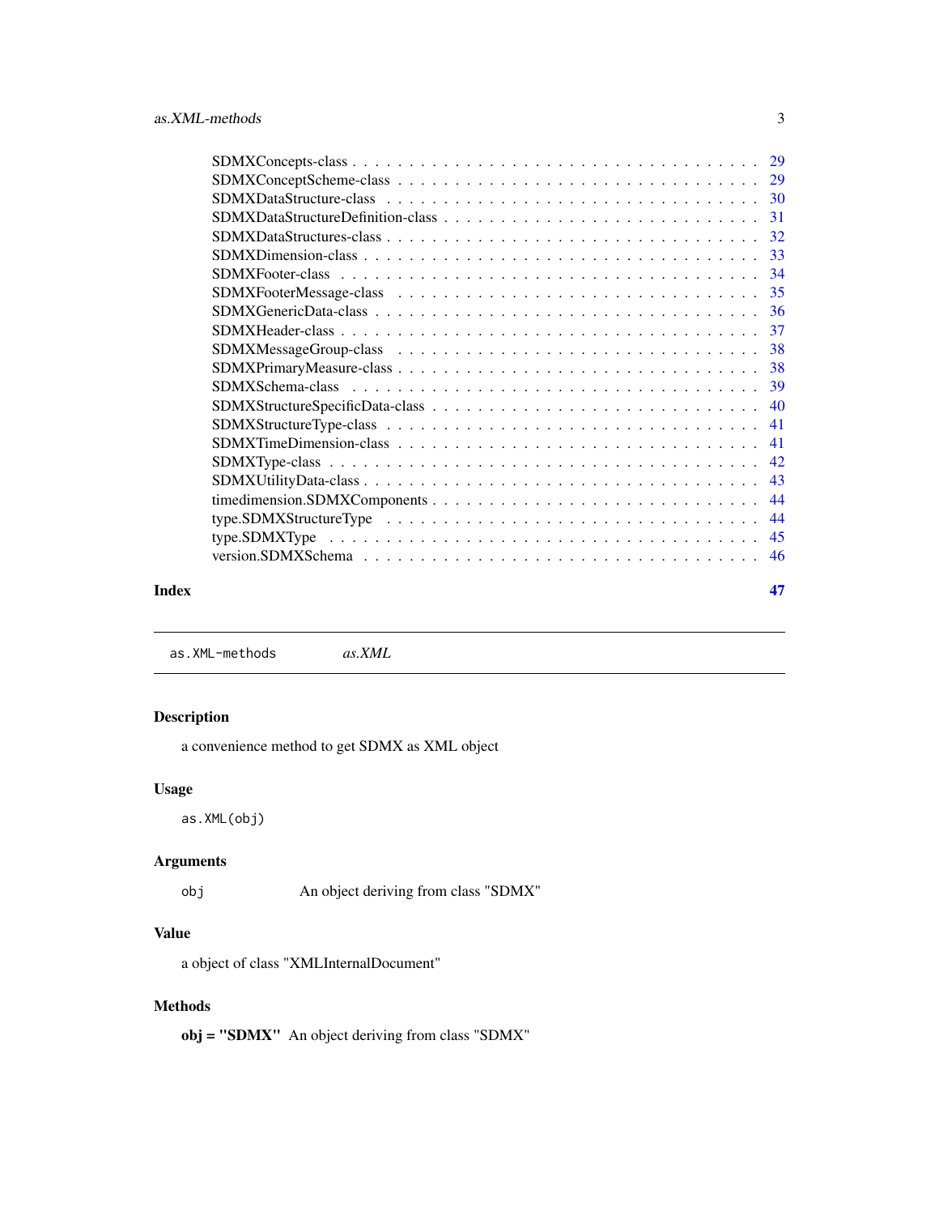SDMXConcepts-class . . . . . . . . . . . . . . . . . . . . . . . . . . . . . . . . . . . . 29
SDMXConceptScheme-class . . . . . . . . . . . . . . . . . . . . . . . . . . . . . . . . . 29
SDMXDataStructure-class . . . . . . . . . . . . . . . . . . . . . . . . . . . . . . . . . 30
SDMXDataStructureDefinition-class . . . . . . . . . . . . . . . . . . . . . . . . . . . 31
SDMXDataStructures-class . . . . . . . . . . . . . . . . . . . . . . . . . . . . . . . . 32
SDMXDimension-class . . . . . . . . . . . . . . . . . . . . . . . . . . . . . . . . . . . 33
SDMXFooter-class . . . . . . . . . . . . . . . . . . . . . . . . . . . . . . . . . . . . . 34
SDMXFooterMessage-class . . . . . . . . . . . . . . . . . . . . . . . . . . . . . . . . 35
SDMXGenericData-class . . . . . . . . . . . . . . . . . . . . . . . . . . . . . . . . . . 36
SDMXHeader-class . . . . . . . . . . . . . . . . . . . . . . . . . . . . . . . . . . . . . 37
SDMXMessageGroup-class . . . . . . . . . . . . . . . . . . . . . . . . . . . . . . . . . 38
SDMXPrimaryMeasure-class . . . . . . . . . . . . . . . . . . . . . . . . . . . . . . . . 38
SDMXSchema-class . . . . . . . . . . . . . . . . . . . . . . . . . . . . . . . . . . . . . 39
SDMXStructureSpecificData-class . . . . . . . . . . . . . . . . . . . . . . . . . . . . 40
SDMXStructureType-class . . . . . . . . . . . . . . . . . . . . . . . . . . . . . . . . . 41
SDMXTimeDimension-class . . . . . . . . . . . . . . . . . . . . . . . . . . . . . . . . . 41
SDMXType-class . . . . . . . . . . . . . . . . . . . . . . . . . . . . . . . . . . . . . . 42
SDMXUtilityData-class . . . . . . . . . . . . . . . . . . . . . . . . . . . . . . . . . . 43
timedimension.SDMXComponents . . . . . . . . . . . . . . . . . . . . . . . . . . . . . 44
type.SDMXStructureType . . . . . . . . . . . . . . . . . . . . . . . . . . . . . . . . . 44
type.SDMXType . . . . . . . . . . . . . . . . . . . . . . . . . . . . . . . . . . . . . . 45
version.SDMXSchema . . . . . . . . . . . . . . . . . . . . . . . . . . . . . . . . . . . 46

**Index** **47**

---

`as.XML-methods` *as.XML*

---

## Description

a convenience method to get SDMX as XML object

## Usage

```
as.XML(obj)
```

## Arguments

`obj` An object deriving from class "SDMX"

## Value

a object of class "XMLInternalDocument"

## Methods

**obj = "SDMX"** An object deriving from class "SDMX"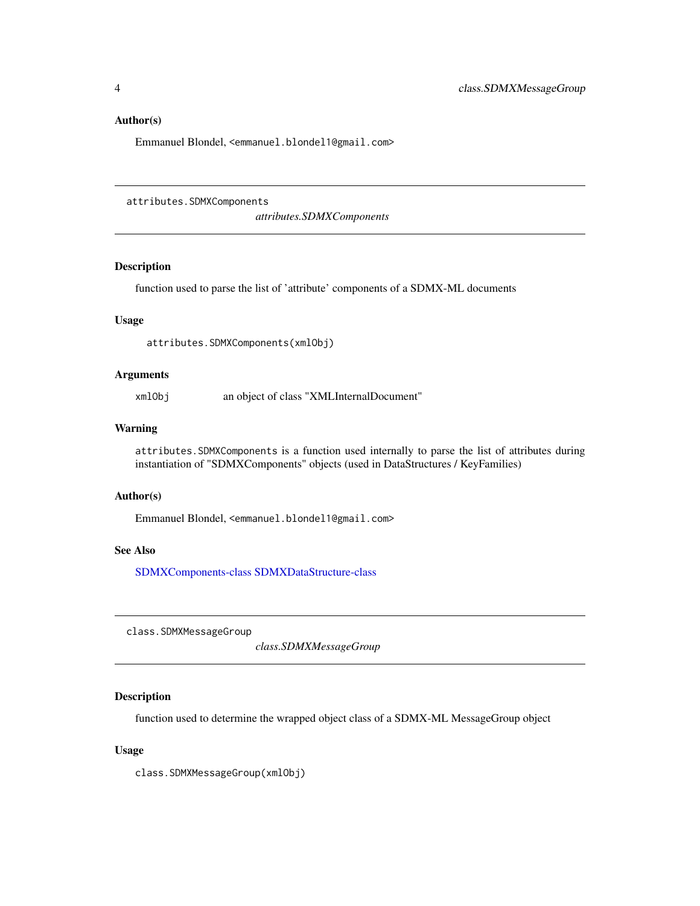### Author(s)

Emmanuel Blondel, <emmanuel.blondel1@gmail.com>

---

## attributes.SDMXComponents

*attributes.SDMXComponents*

---

### Description

function used to parse the list of 'attribute' components of a SDMX-ML documents

### Usage

```
attributes.SDMXComponents(xmlObj)
```

### Arguments

| | |
|---|---|
| xmlObj | an object of class "XMLInternalDocument" |

### Warning

`attributes.SDMXComponents` is a function used internally to parse the list of attributes during instantiation of "SDMXComponents" objects (used in DataStructures / KeyFamilies)

### Author(s)

Emmanuel Blondel, <emmanuel.blondel1@gmail.com>

### See Also

SDMXComponents-class SDMXDataStructure-class

---

## class.SDMXMessageGroup

*class.SDMXMessageGroup*

---

### Description

function used to determine the wrapped object class of a SDMX-ML MessageGroup object

### Usage

```
class.SDMXMessageGroup(xmlObj)
```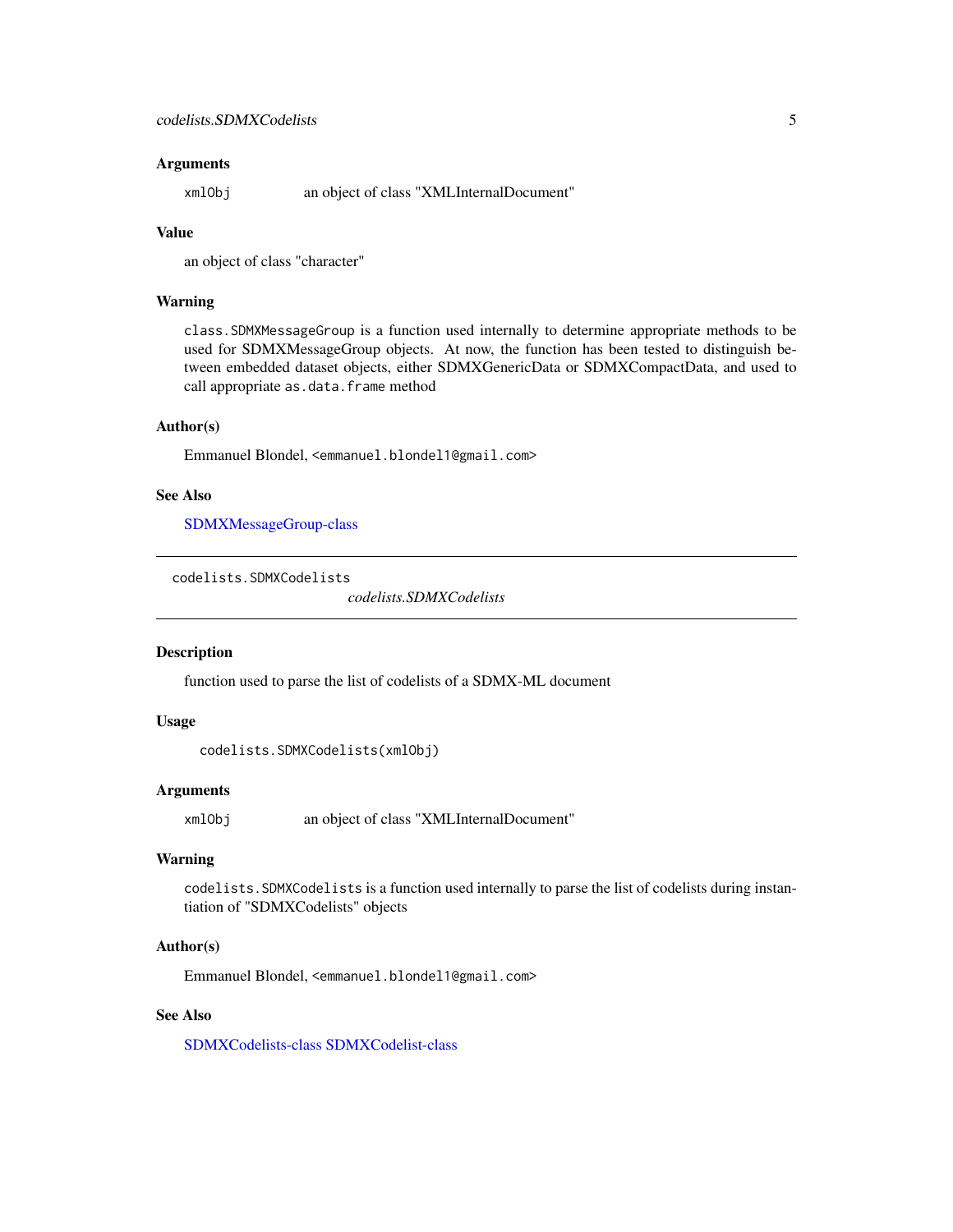### Arguments

`xmlObj` an object of class "XMLInternalDocument"

### Value

an object of class "character"

### Warning

`class.SDMXMessageGroup` is a function used internally to determine appropriate methods to be used for SDMXMessageGroup objects. At now, the function has been tested to distinguish between embedded dataset objects, either SDMXGenericData or SDMXCompactData, and used to call appropriate `as.data.frame` method

### Author(s)

Emmanuel Blondel, `<emmanuel.blondel1@gmail.com>`

### See Also

SDMXMessageGroup-class

---

## codelists.SDMXCodelists

*codelists.SDMXCodelists*

---

### Description

function used to parse the list of codelists of a SDMX-ML document

### Usage

```
codelists.SDMXCodelists(xmlObj)
```

### Arguments

`xmlObj` an object of class "XMLInternalDocument"

### Warning

`codelists.SDMXCodelists` is a function used internally to parse the list of codelists during instantiation of "SDMXCodelists" objects

### Author(s)

Emmanuel Blondel, `<emmanuel.blondel1@gmail.com>`

### See Also

SDMXCodelists-class SDMXCodelist-class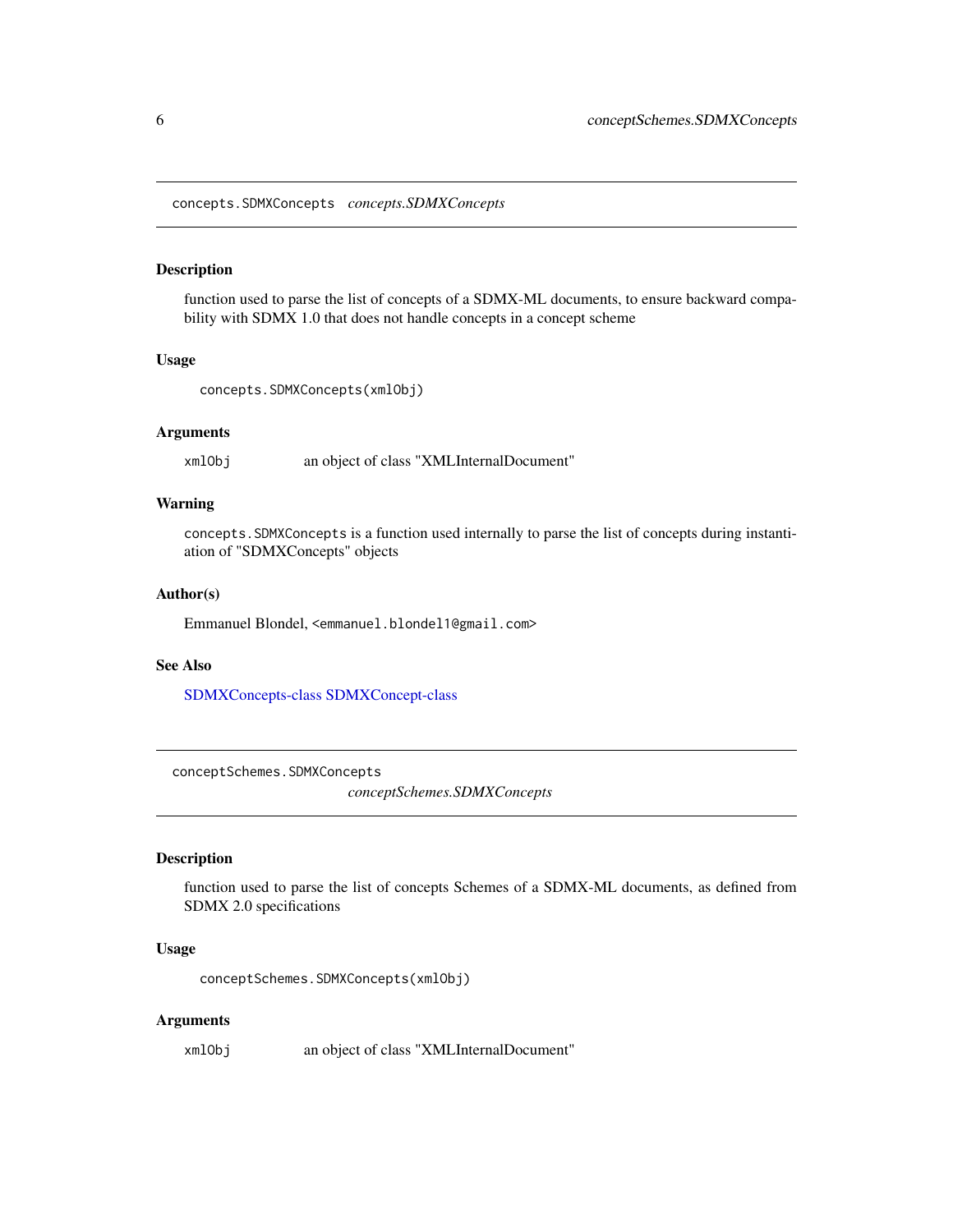## concepts.SDMXConcepts *concepts.SDMXConcepts*

### Description

function used to parse the list of concepts of a SDMX-ML documents, to ensure backward compability with SDMX 1.0 that does not handle concepts in a concept scheme

### Usage

```
concepts.SDMXConcepts(xmlObj)
```

### Arguments

| | |
|---|---|
| xmlObj | an object of class "XMLInternalDocument" |

### Warning

`concepts.SDMXConcepts` is a function used internally to parse the list of concepts during instantiation of "SDMXConcepts" objects

### Author(s)

Emmanuel Blondel, <emmanuel.blondel1@gmail.com>

### See Also

SDMXConcepts-class SDMXConcept-class

## conceptSchemes.SDMXConcepts *conceptSchemes.SDMXConcepts*

### Description

function used to parse the list of concepts Schemes of a SDMX-ML documents, as defined from SDMX 2.0 specifications

### Usage

```
conceptSchemes.SDMXConcepts(xmlObj)
```

### Arguments

| | |
|---|---|
| xmlObj | an object of class "XMLInternalDocument" |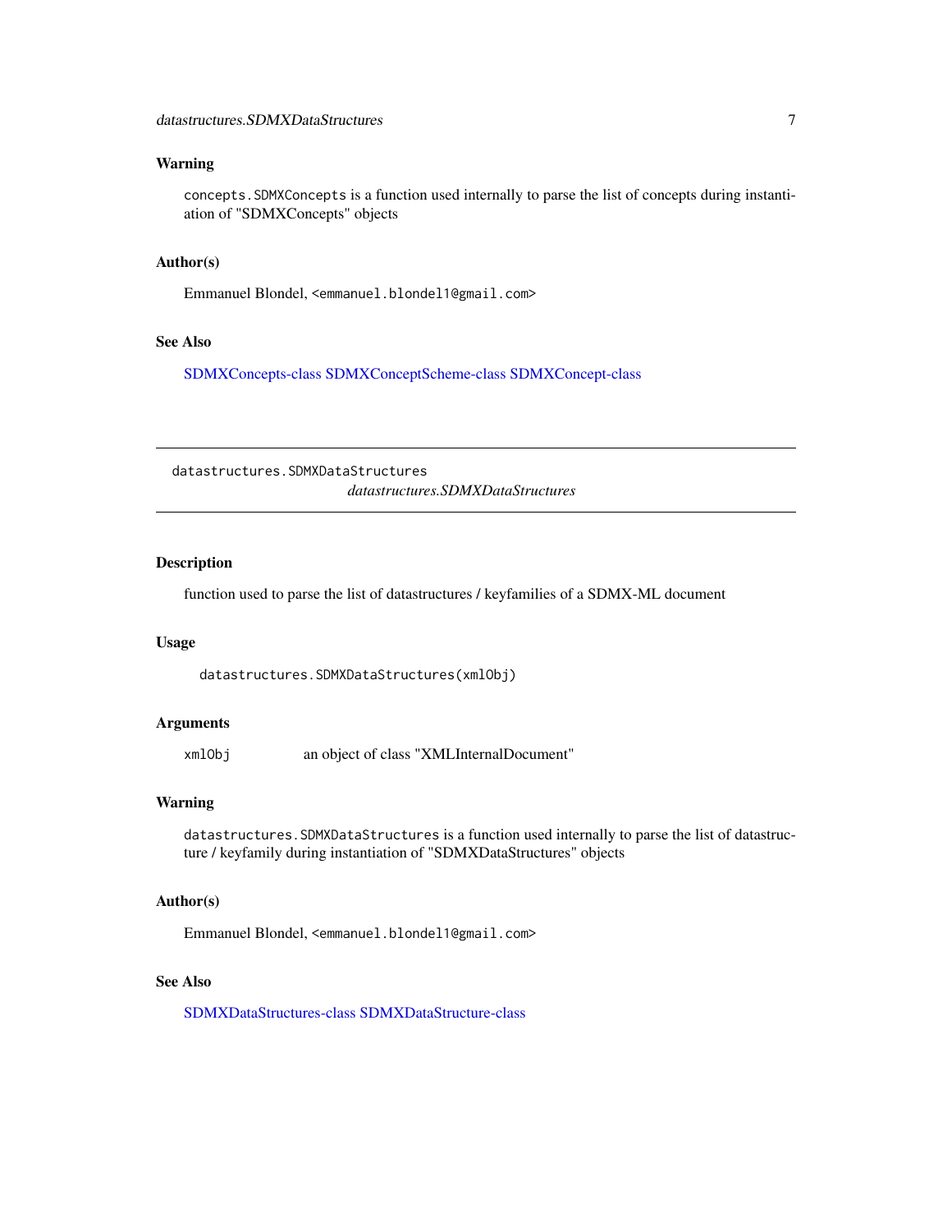### Warning

`concepts.SDMXConcepts` is a function used internally to parse the list of concepts during instantiation of "SDMXConcepts" objects

### Author(s)

Emmanuel Blondel, <emmanuel.blondel1@gmail.com>

### See Also

SDMXConcepts-class SDMXConceptScheme-class SDMXConcept-class

---

## datastructures.SDMXDataStructures

*datastructures.SDMXDataStructures*

---

### Description

function used to parse the list of datastructures / keyfamilies of a SDMX-ML document

### Usage

```
datastructures.SDMXDataStructures(xmlObj)
```

### Arguments

| | |
|---|---|
| xmlObj | an object of class "XMLInternalDocument" |

### Warning

`datastructures.SDMXDataStructures` is a function used internally to parse the list of datastructure / keyfamily during instantiation of "SDMXDataStructures" objects

### Author(s)

Emmanuel Blondel, <emmanuel.blondel1@gmail.com>

### See Also

SDMXDataStructures-class SDMXDataStructure-class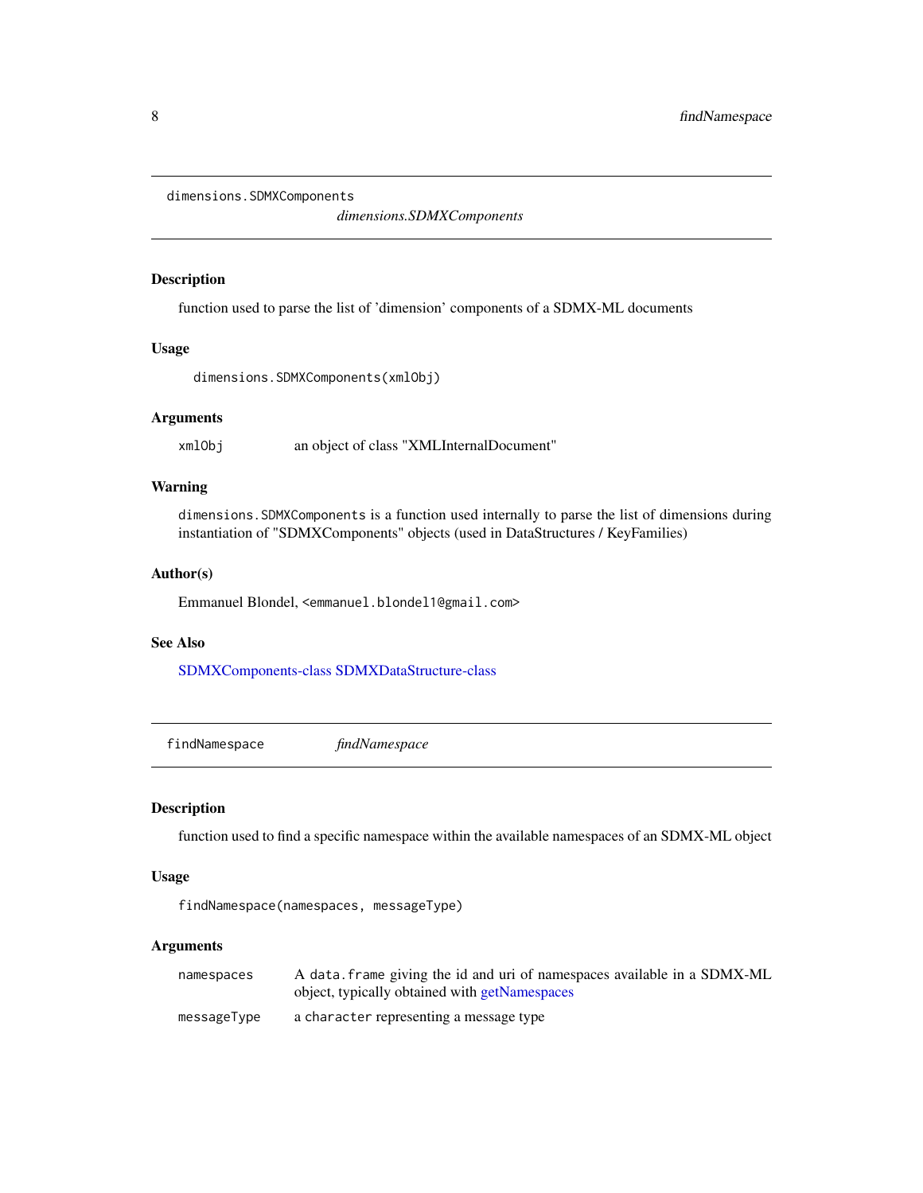## dimensions.SDMXComponents

*dimensions.SDMXComponents*

### Description

function used to parse the list of 'dimension' components of a SDMX-ML documents

### Usage

```
dimensions.SDMXComponents(xmlObj)
```

### Arguments

| | |
|---|---|
| xmlObj | an object of class "XMLInternalDocument" |

### Warning

`dimensions.SDMXComponents` is a function used internally to parse the list of dimensions during instantiation of "SDMXComponents" objects (used in DataStructures / KeyFamilies)

### Author(s)

Emmanuel Blondel, <emmanuel.blondel1@gmail.com>

### See Also

SDMXComponents-class SDMXDataStructure-class

## findNamespace

*findNamespace*

### Description

function used to find a specific namespace within the available namespaces of an SDMX-ML object

### Usage

```
findNamespace(namespaces, messageType)
```

### Arguments

| | |
|---|---|
| namespaces | A `data.frame` giving the id and uri of namespaces available in a SDMX-ML object, typically obtained with getNamespaces |
| messageType | a `character` representing a message type |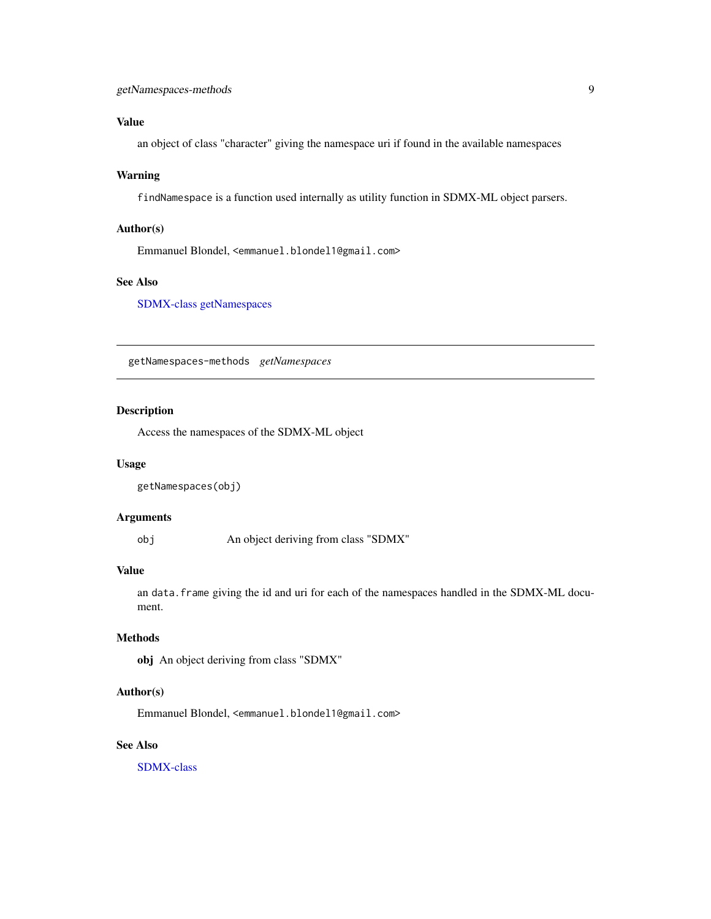### Value

an object of class "character" giving the namespace uri if found in the available namespaces

### Warning

`findNamespace` is a function used internally as utility function in SDMX-ML object parsers.

### Author(s)

Emmanuel Blondel, `<emmanuel.blondel1@gmail.com>`

### See Also

SDMX-class getNamespaces

---

## getNamespaces-methods *getNamespaces*

---

### Description

Access the namespaces of the SDMX-ML object

### Usage

```
getNamespaces(obj)
```

### Arguments

| | |
|---|---|
| obj | An object deriving from class "SDMX" |

### Value

an `data.frame` giving the id and uri for each of the namespaces handled in the SDMX-ML document.

### Methods

**obj** An object deriving from class "SDMX"

### Author(s)

Emmanuel Blondel, `<emmanuel.blondel1@gmail.com>`

### See Also

SDMX-class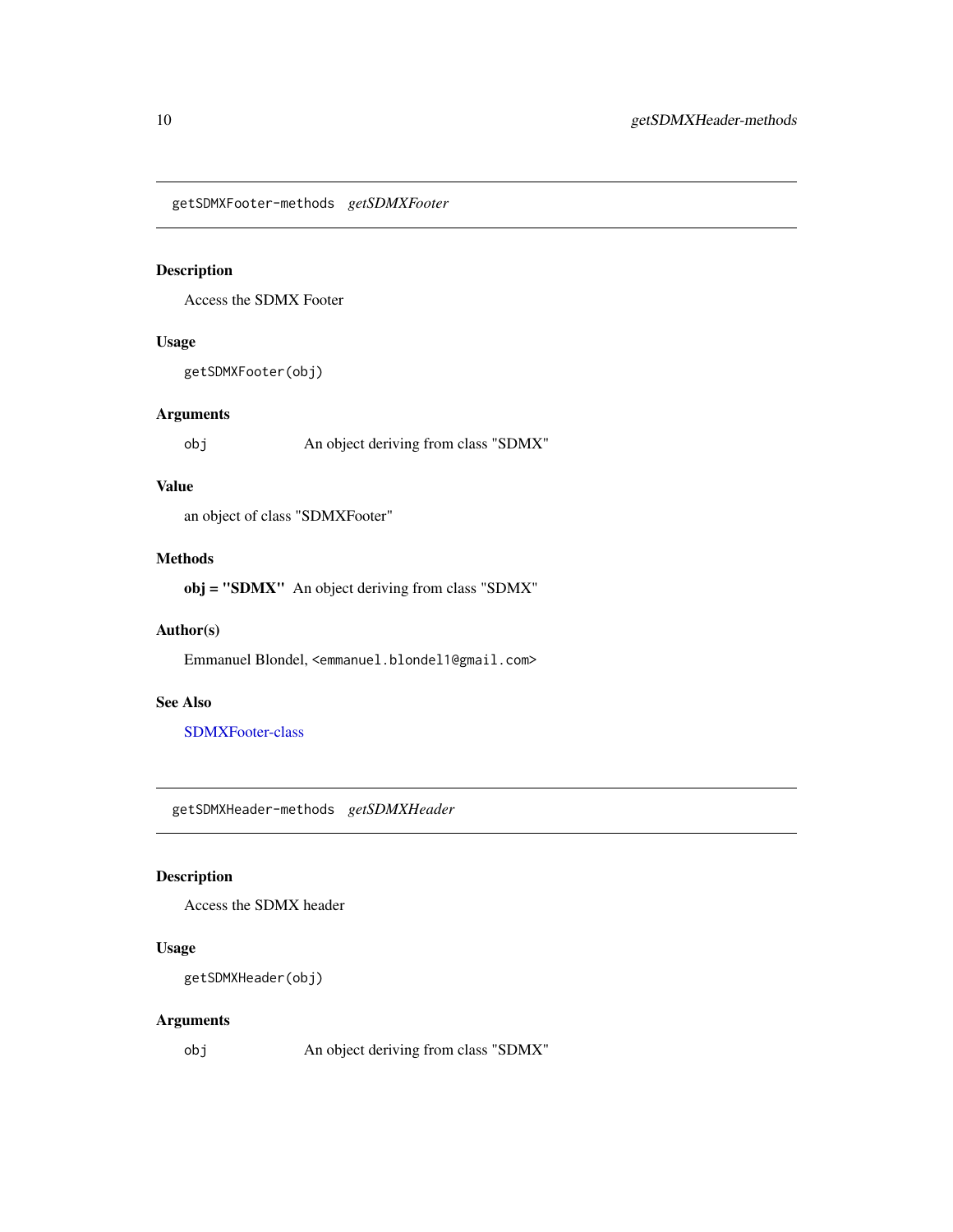## getSDMXFooter-methods *getSDMXFooter*

### Description

Access the SDMX Footer

### Usage

```
getSDMXFooter(obj)
```

### Arguments

| | |
|---|---|
| obj | An object deriving from class "SDMX" |

### Value

an object of class "SDMXFooter"

### Methods

**obj = "SDMX"** An object deriving from class "SDMX"

### Author(s)

Emmanuel Blondel, <emmanuel.blondel1@gmail.com>

### See Also

SDMXFooter-class

## getSDMXHeader-methods *getSDMXHeader*

### Description

Access the SDMX header

### Usage

```
getSDMXHeader(obj)
```

### Arguments

| | |
|---|---|
| obj | An object deriving from class "SDMX" |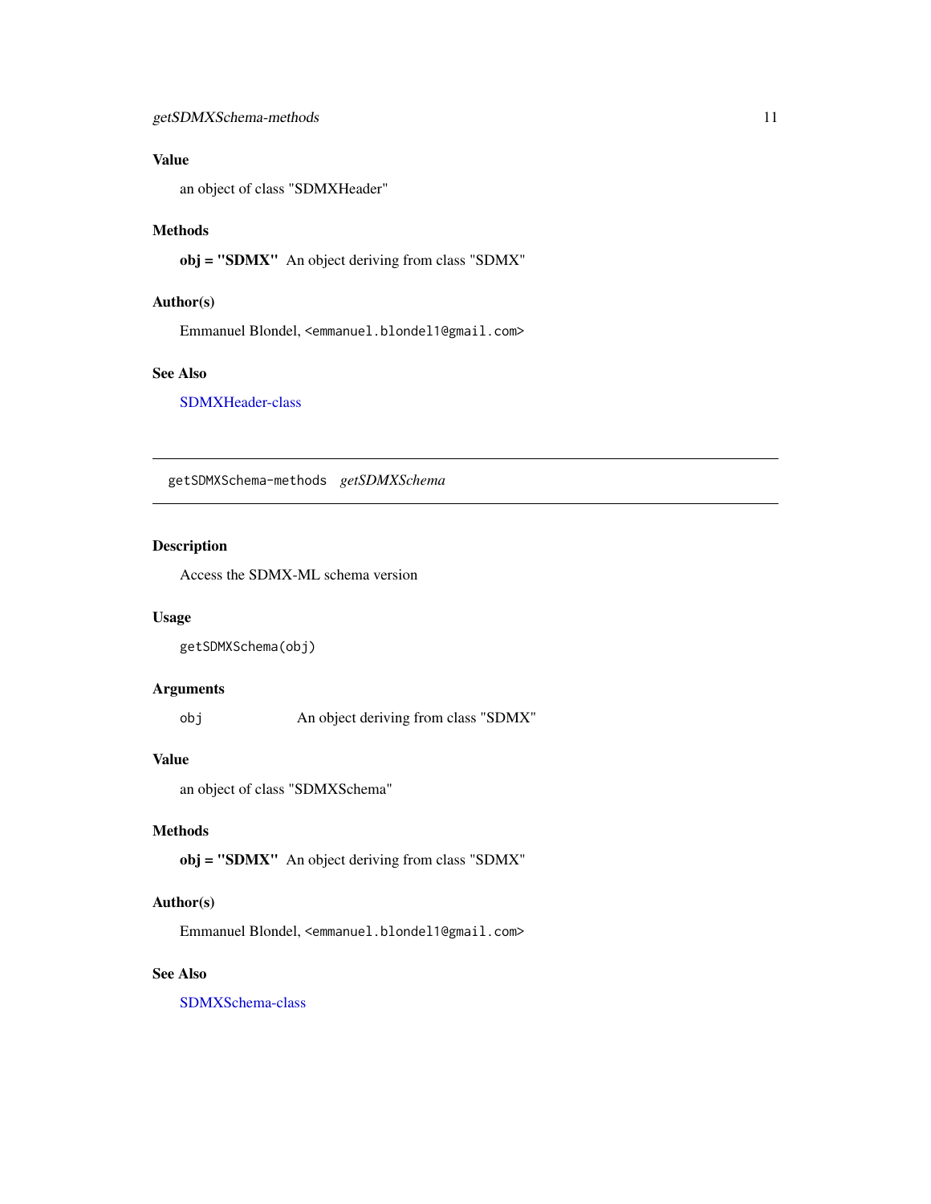### Value

an object of class "SDMXHeader"

### Methods

**obj = "SDMX"** An object deriving from class "SDMX"

### Author(s)

Emmanuel Blondel, <emmanuel.blondel1@gmail.com>

### See Also

SDMXHeader-class

---

## getSDMXSchema-methods    *getSDMXSchema*

---

### Description

Access the SDMX-ML schema version

### Usage

```
getSDMXSchema(obj)
```

### Arguments

| | |
|---|---|
| `obj` | An object deriving from class "SDMX" |

### Value

an object of class "SDMXSchema"

### Methods

**obj = "SDMX"** An object deriving from class "SDMX"

### Author(s)

Emmanuel Blondel, <emmanuel.blondel1@gmail.com>

### See Also

SDMXSchema-class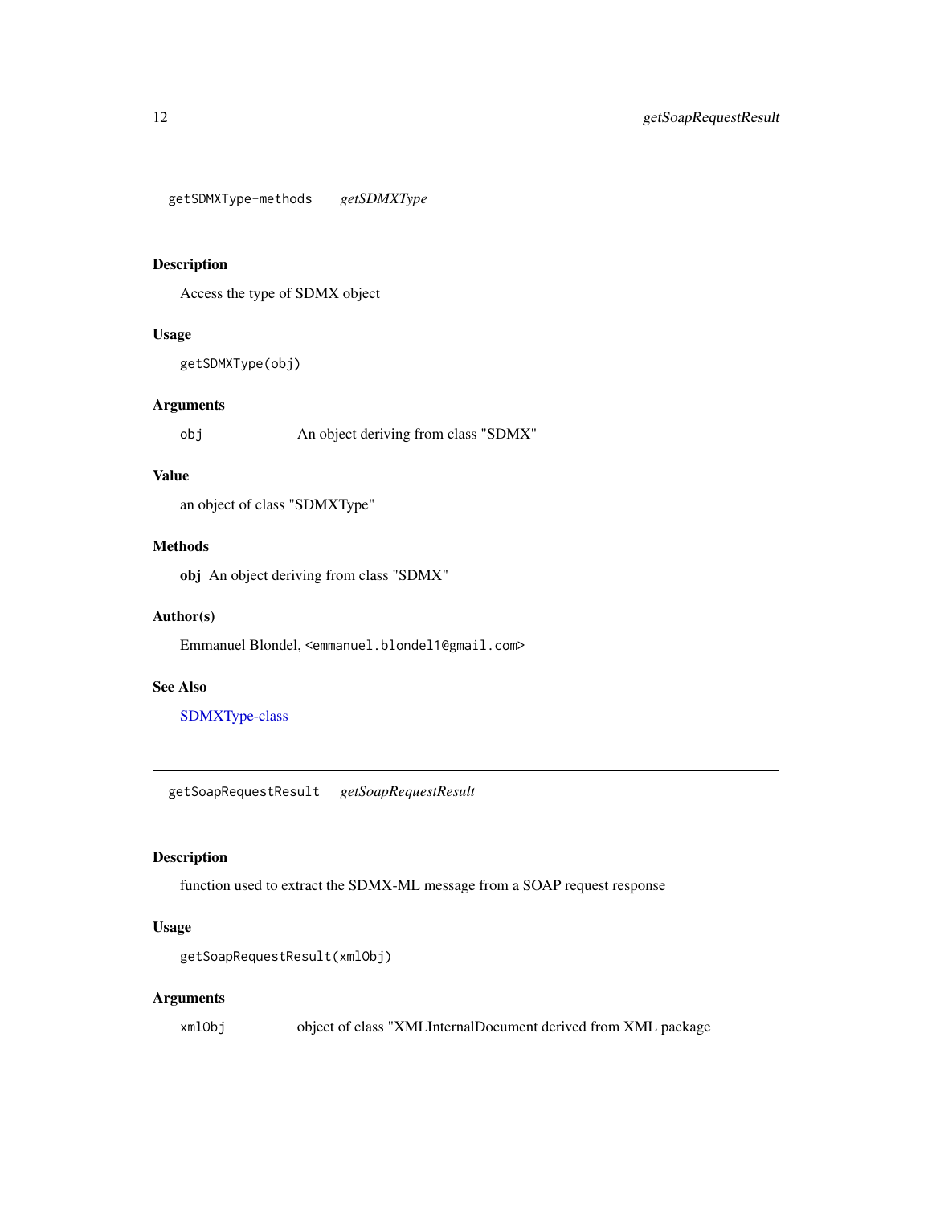## getSDMXType-methods *getSDMXType*

### Description

Access the type of SDMX object

### Usage

```
getSDMXType(obj)
```

### Arguments

| | |
|---|---|
| `obj` | An object deriving from class "SDMX" |

### Value

an object of class "SDMXType"

### Methods

**obj** An object deriving from class "SDMX"

### Author(s)

Emmanuel Blondel, `<emmanuel.blondel1@gmail.com>`

### See Also

SDMXType-class

## getSoapRequestResult *getSoapRequestResult*

### Description

function used to extract the SDMX-ML message from a SOAP request response

### Usage

```
getSoapRequestResult(xmlObj)
```

### Arguments

| | |
|---|---|
| `xmlObj` | object of class "XMLInternalDocument derived from XML package |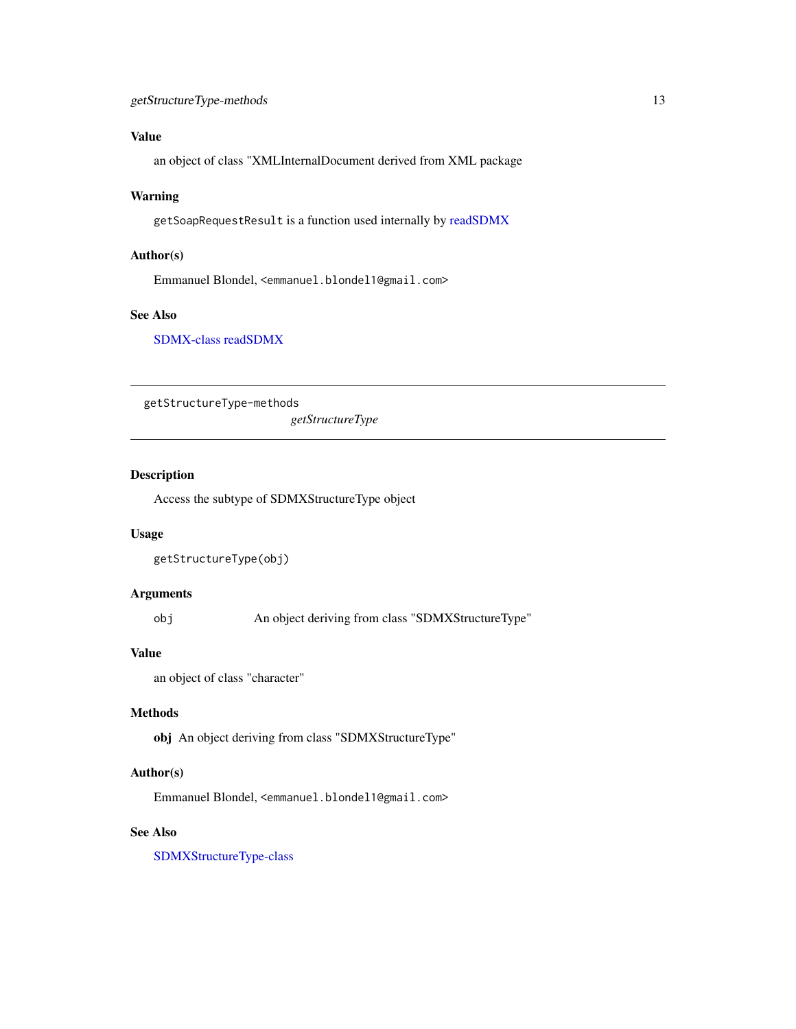### Value

an object of class "XMLInternalDocument derived from XML package

### Warning

`getSoapRequestResult` is a function used internally by readSDMX

### Author(s)

Emmanuel Blondel, `<emmanuel.blondel1@gmail.com>`

### See Also

SDMX-class readSDMX

---

## getStructureType-methods

*getStructureType*

---

### Description

Access the subtype of SDMXStructureType object

### Usage

```
getStructureType(obj)
```

### Arguments

| | |
|---|---|
| `obj` | An object deriving from class "SDMXStructureType" |

### Value

an object of class "character"

### Methods

**obj** An object deriving from class "SDMXStructureType"

### Author(s)

Emmanuel Blondel, `<emmanuel.blondel1@gmail.com>`

### See Also

SDMXStructureType-class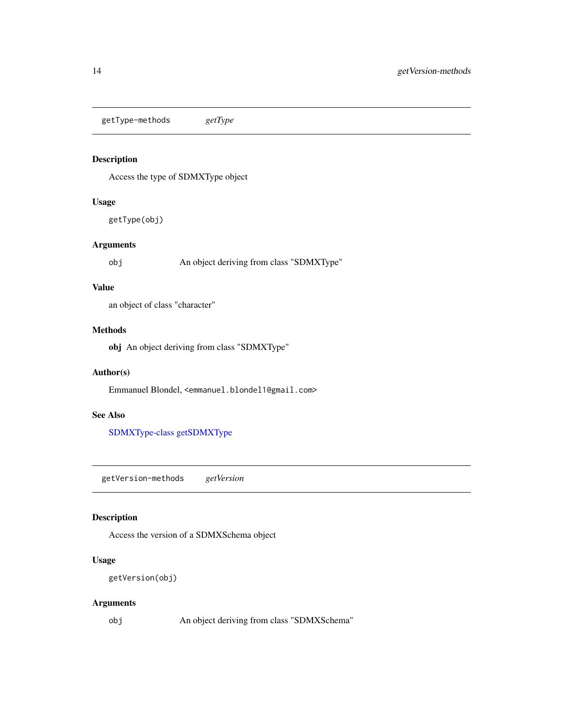## getType-methods *getType*

### Description

Access the type of SDMXType object

### Usage

```
getType(obj)
```

### Arguments

| | |
|---|---|
| `obj` | An object deriving from class "SDMXType" |

### Value

an object of class "character"

### Methods

**obj** An object deriving from class "SDMXType"

### Author(s)

Emmanuel Blondel, `<emmanuel.blondel1@gmail.com>`

### See Also

SDMXType-class getSDMXType

## getVersion-methods *getVersion*

### Description

Access the version of a SDMXSchema object

### Usage

```
getVersion(obj)
```

### Arguments

| | |
|---|---|
| `obj` | An object deriving from class "SDMXSchema" |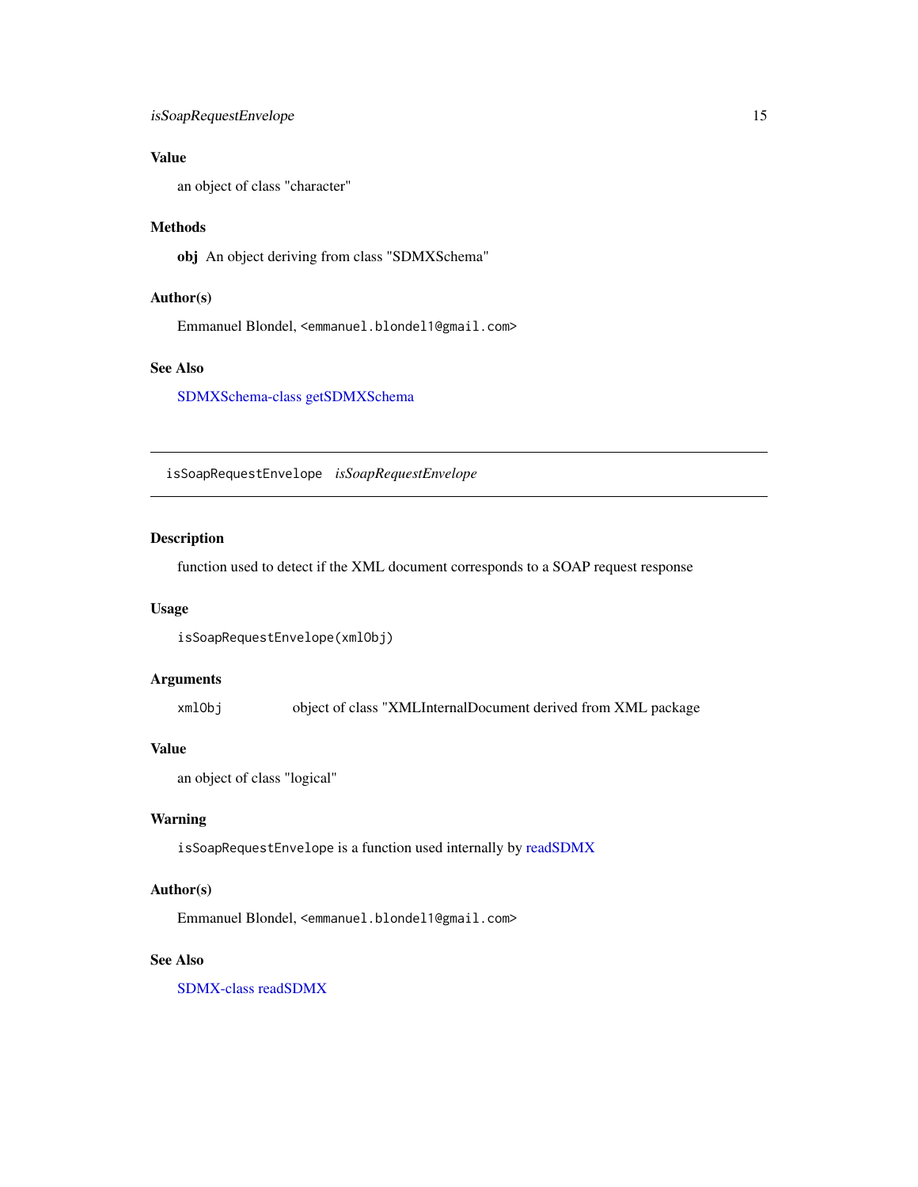## Value

an object of class "character"

## Methods

**obj** An object deriving from class "SDMXSchema"

## Author(s)

Emmanuel Blondel, <emmanuel.blondel1@gmail.com>

## See Also

SDMXSchema-class getSDMXSchema

---

# isSoapRequestEnvelope *isSoapRequestEnvelope*

---

## Description

function used to detect if the XML document corresponds to a SOAP request response

## Usage

```
isSoapRequestEnvelope(xmlObj)
```

## Arguments

| | |
|---|---|
| xmlObj | object of class "XMLInternalDocument derived from XML package |

## Value

an object of class "logical"

## Warning

`isSoapRequestEnvelope` is a function used internally by readSDMX

## Author(s)

Emmanuel Blondel, <emmanuel.blondel1@gmail.com>

## See Also

SDMX-class readSDMX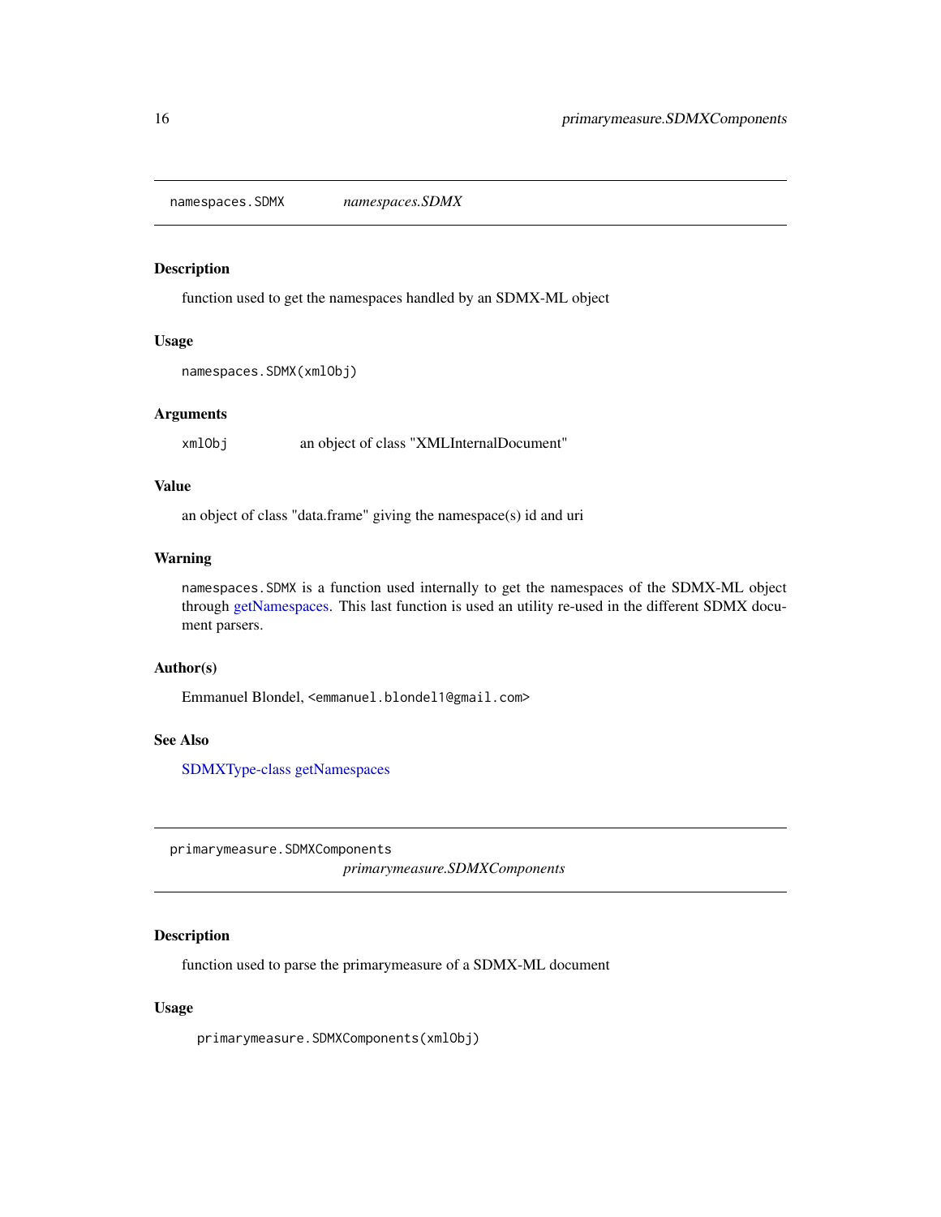## namespaces.SDMX *namespaces.SDMX*

### Description

function used to get the namespaces handled by an SDMX-ML object

### Usage

```
namespaces.SDMX(xmlObj)
```

### Arguments

| | |
|---|---|
| xmlObj | an object of class "XMLInternalDocument" |

### Value

an object of class "data.frame" giving the namespace(s) id and uri

### Warning

`namespaces.SDMX` is a function used internally to get the namespaces of the SDMX-ML object through getNamespaces. This last function is used an utility re-used in the different SDMX document parsers.

### Author(s)

Emmanuel Blondel, `<emmanuel.blondel1@gmail.com>`

### See Also

SDMXType-class getNamespaces

## primarymeasure.SDMXComponents *primarymeasure.SDMXComponents*

### Description

function used to parse the primarymeasure of a SDMX-ML document

### Usage

```
primarymeasure.SDMXComponents(xmlObj)
```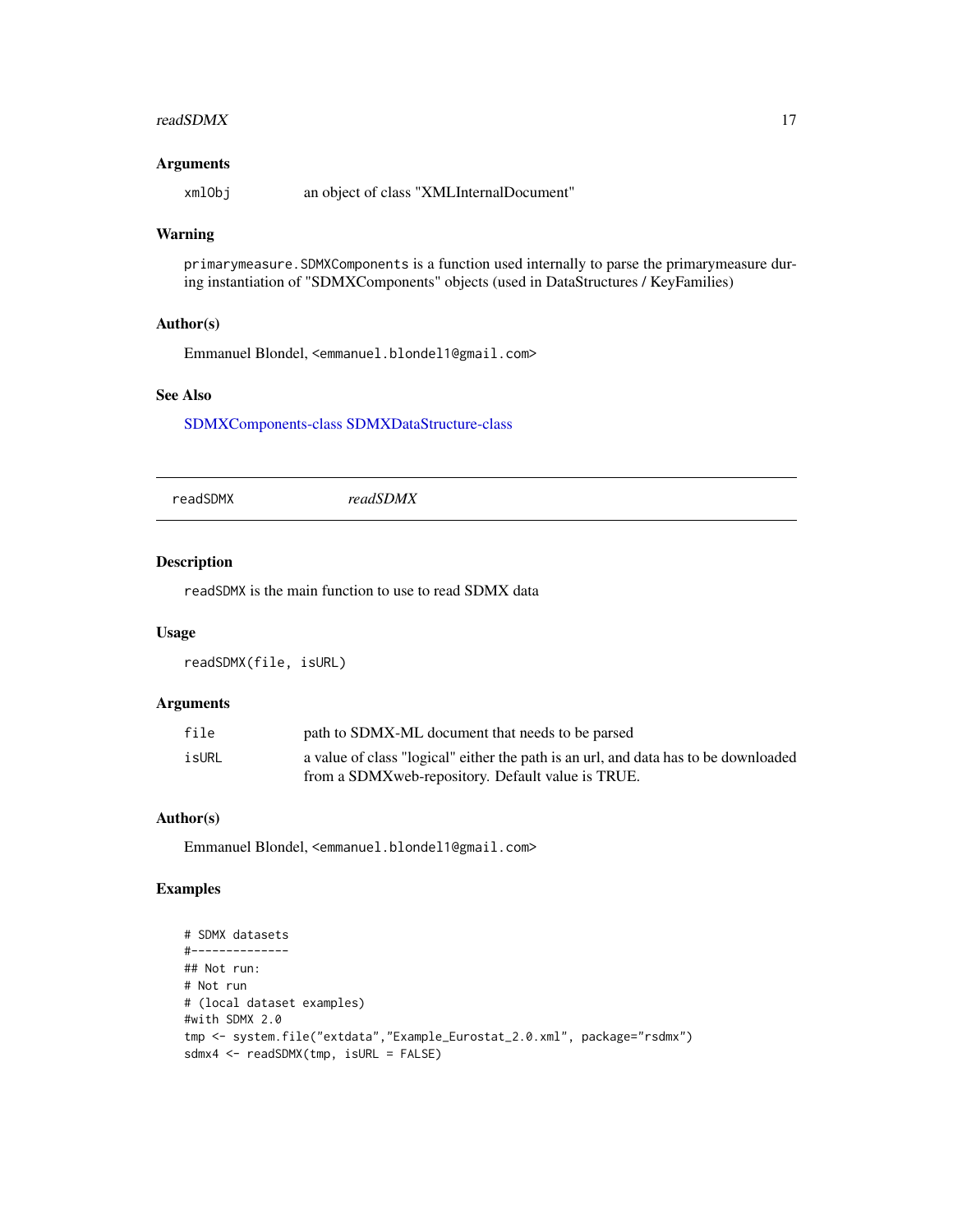### Arguments

| | |
|---|---|
| xmlObj | an object of class "XMLInternalDocument" |

### Warning

primarymeasure.SDMXComponents is a function used internally to parse the primarymeasure during instantiation of "SDMXComponents" objects (used in DataStructures / KeyFamilies)

### Author(s)

Emmanuel Blondel, <emmanuel.blondel1@gmail.com>

### See Also

SDMXComponents-class SDMXDataStructure-class

---

## readSDMX *readSDMX*

### Description

readSDMX is the main function to use to read SDMX data

### Usage

```
readSDMX(file, isURL)
```

### Arguments

| | |
|---|---|
| file | path to SDMX-ML document that needs to be parsed |
| isURL | a value of class "logical" either the path is an url, and data has to be downloaded from a SDMXweb-repository. Default value is TRUE. |

### Author(s)

Emmanuel Blondel, <emmanuel.blondel1@gmail.com>

### Examples

```
# SDMX datasets
#--------------
## Not run:
# Not run
# (local dataset examples)
#with SDMX 2.0
tmp <- system.file("extdata","Example_Eurostat_2.0.xml", package="rsdmx")
sdmx4 <- readSDMX(tmp, isURL = FALSE)
```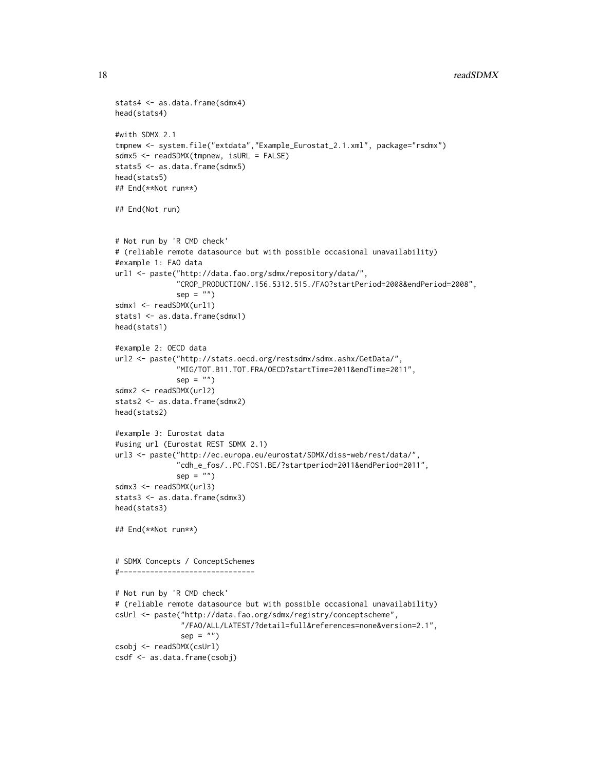```
stats4 <- as.data.frame(sdmx4)
head(stats4)

#with SDMX 2.1
tmpnew <- system.file("extdata","Example_Eurostat_2.1.xml", package="rsdmx")
sdmx5 <- readSDMX(tmpnew, isURL = FALSE)
stats5 <- as.data.frame(sdmx5)
head(stats5)
## End(**Not run**)

## End(Not run)


# Not run by 'R CMD check'
# (reliable remote datasource but with possible occasional unavailability)
#example 1: FAO data
url1 <- paste("http://data.fao.org/sdmx/repository/data/",
              "CROP_PRODUCTION/.156.5312.515./FAO?startPeriod=2008&endPeriod=2008",
              sep = "")
sdmx1 <- readSDMX(url1)
stats1 <- as.data.frame(sdmx1)
head(stats1)

#example 2: OECD data
url2 <- paste("http://stats.oecd.org/restsdmx/sdmx.ashx/GetData/",
              "MIG/TOT.B11.TOT.FRA/OECD?startTime=2011&endTime=2011",
              sep = "")
sdmx2 <- readSDMX(url2)
stats2 <- as.data.frame(sdmx2)
head(stats2)

#example 3: Eurostat data
#using url (Eurostat REST SDMX 2.1)
url3 <- paste("http://ec.europa.eu/eurostat/SDMX/diss-web/rest/data/",
              "cdh_e_fos/..PC.FOS1.BE/?startperiod=2011&endPeriod=2011",
              sep = "")
sdmx3 <- readSDMX(url3)
stats3 <- as.data.frame(sdmx3)
head(stats3)

## End(**Not run**)


# SDMX Concepts / ConceptSchemes
#-------------------------------

# Not run by 'R CMD check'
# (reliable remote datasource but with possible occasional unavailability)
csUrl <- paste("http://data.fao.org/sdmx/registry/conceptscheme",
               "/FAO/ALL/LATEST/?detail=full&references=none&version=2.1",
               sep = "")
csobj <- readSDMX(csUrl)
csdf <- as.data.frame(csobj)
```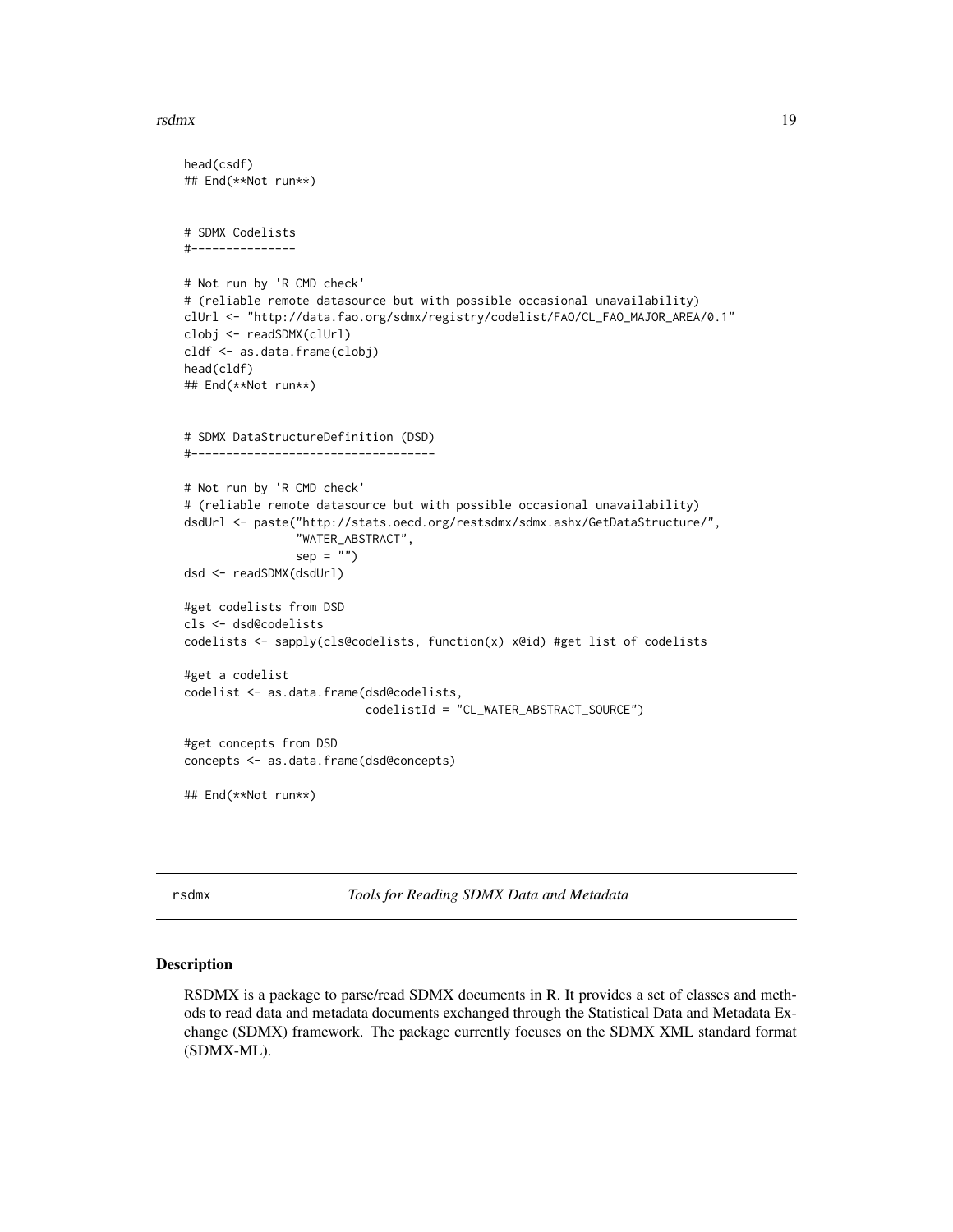```
head(csdf)
## End(**Not run**)


# SDMX Codelists
#---------------

# Not run by 'R CMD check'
# (reliable remote datasource but with possible occasional unavailability)
clUrl <- "http://data.fao.org/sdmx/registry/codelist/FAO/CL_FAO_MAJOR_AREA/0.1"
clobj <- readSDMX(clUrl)
cldf <- as.data.frame(clobj)
head(cldf)
## End(**Not run**)


# SDMX DataStructureDefinition (DSD)
#-----------------------------------

# Not run by 'R CMD check'
# (reliable remote datasource but with possible occasional unavailability)
dsdUrl <- paste("http://stats.oecd.org/restsdmx/sdmx.ashx/GetDataStructure/",
                "WATER_ABSTRACT",
                sep = "")
dsd <- readSDMX(dsdUrl)

#get codelists from DSD
cls <- dsd@codelists
codelists <- sapply(cls@codelists, function(x) x@id) #get list of codelists

#get a codelist
codelist <- as.data.frame(dsd@codelists,
                          codelistId = "CL_WATER_ABSTRACT_SOURCE")

#get concepts from DSD
concepts <- as.data.frame(dsd@concepts)

## End(**Not run**)
```

---

rsdmx *Tools for Reading SDMX Data and Metadata*

---

## Description

RSDMX is a package to parse/read SDMX documents in R. It provides a set of classes and methods to read data and metadata documents exchanged through the Statistical Data and Metadata Exchange (SDMX) framework. The package currently focuses on the SDMX XML standard format (SDMX-ML).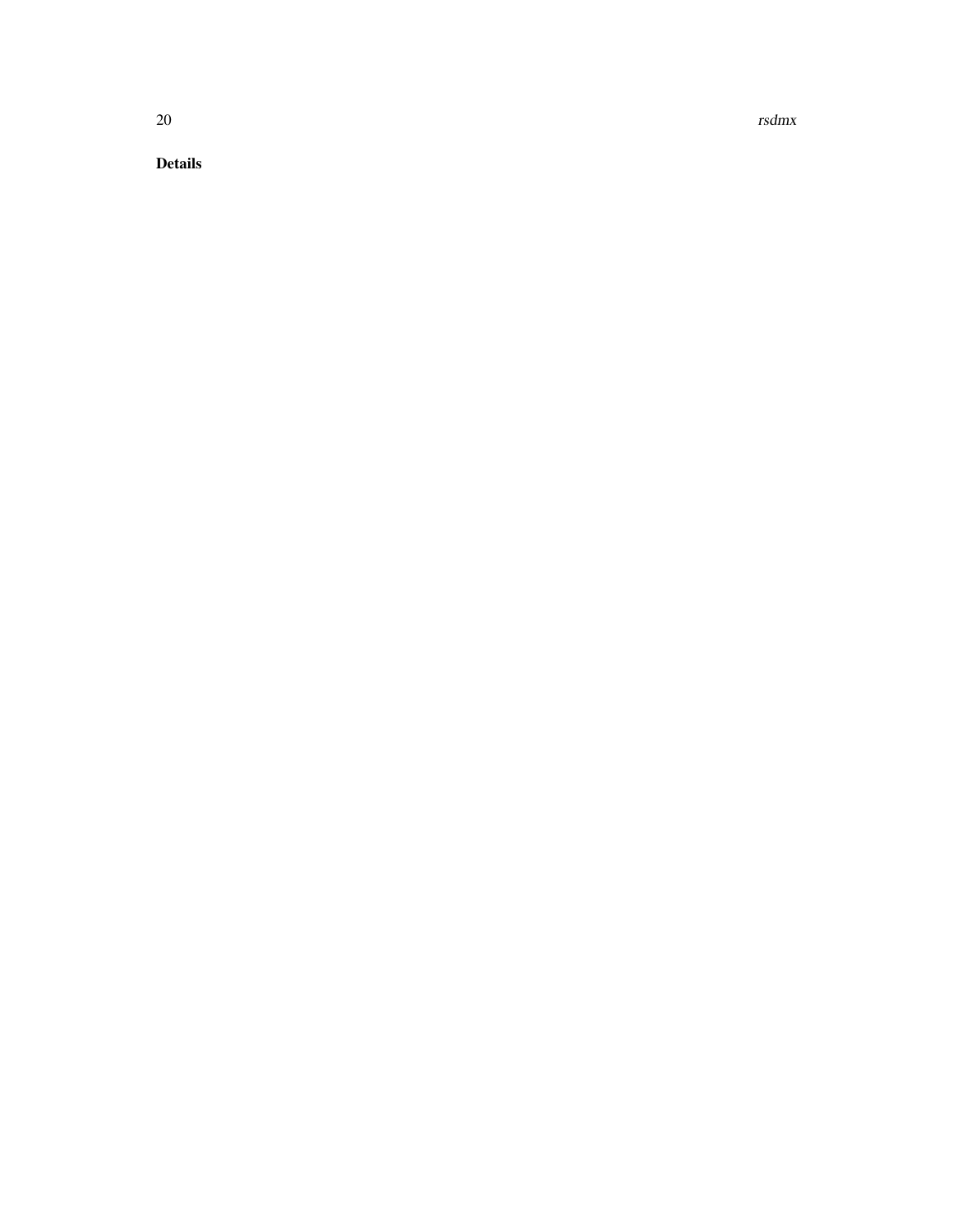### Details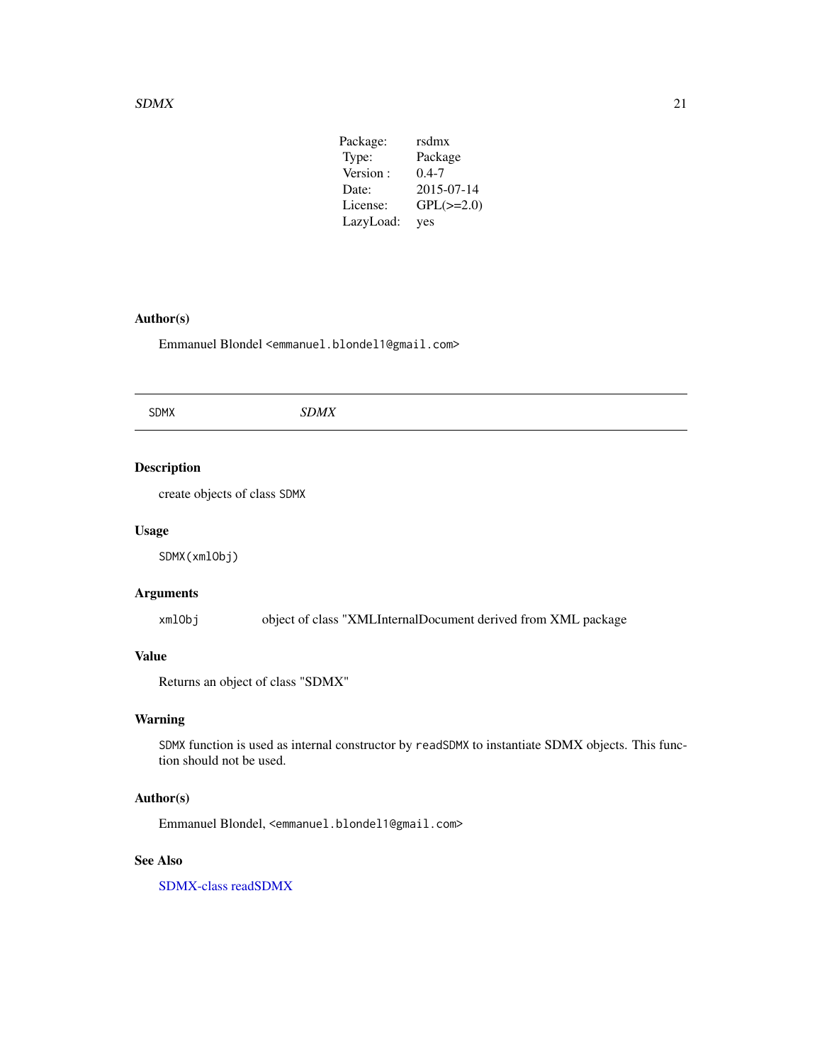| Package: | rsdmx |
|---|---|
| Type: | Package |
| Version : | 0.4-7 |
| Date: | 2015-07-14 |
| License: | GPL(>=2.0) |
| LazyLoad: | yes |

### Author(s)

Emmanuel Blondel <emmanuel.blondel1@gmail.com>

---

## SDMX *SDMX*

---

### Description

create objects of class SDMX

### Usage

```
SDMX(xmlObj)
```

### Arguments

| | |
|---|---|
| xmlObj | object of class "XMLInternalDocument derived from XML package |

### Value

Returns an object of class "SDMX"

### Warning

SDMX function is used as internal constructor by readSDMX to instantiate SDMX objects. This function should not be used.

### Author(s)

Emmanuel Blondel, <emmanuel.blondel1@gmail.com>

### See Also

SDMX-class readSDMX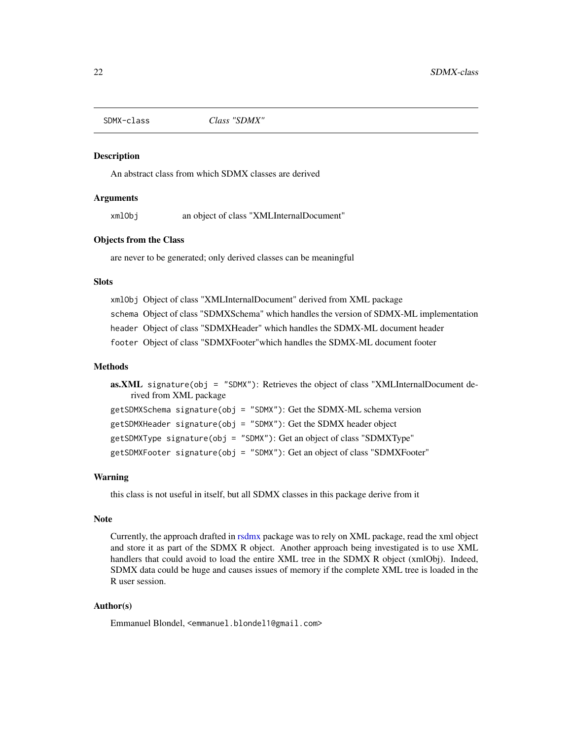# SDMX-class *Class "SDMX"*

## Description

An abstract class from which SDMX classes are derived

## Arguments

`xmlObj` an object of class "XMLInternalDocument"

## Objects from the Class

are never to be generated; only derived classes can be meaningful

## Slots

- `xmlObj` Object of class "XMLInternalDocument" derived from XML package
- `schema` Object of class "SDMXSchema" which handles the version of SDMX-ML implementation
- `header` Object of class "SDMXHeader" which handles the SDMX-ML document header
- `footer` Object of class "SDMXFooter"which handles the SDMX-ML document footer

## Methods

- **as.XML** `signature(obj = "SDMX")`: Retrieves the object of class "XMLInternalDocument derived from XML package
- `getSDMXSchema signature(obj = "SDMX")`: Get the SDMX-ML schema version
- `getSDMXHeader signature(obj = "SDMX")`: Get the SDMX header object
- `getSDMXType signature(obj = "SDMX")`: Get an object of class "SDMXType"
- `getSDMXFooter signature(obj = "SDMX")`: Get an object of class "SDMXFooter"

## Warning

this class is not useful in itself, but all SDMX classes in this package derive from it

## Note

Currently, the approach drafted in rsdmx package was to rely on XML package, read the xml object and store it as part of the SDMX R object. Another approach being investigated is to use XML handlers that could avoid to load the entire XML tree in the SDMX R object (xmlObj). Indeed, SDMX data could be huge and causes issues of memory if the complete XML tree is loaded in the R user session.

## Author(s)

Emmanuel Blondel, `<emmanuel.blondel1@gmail.com>`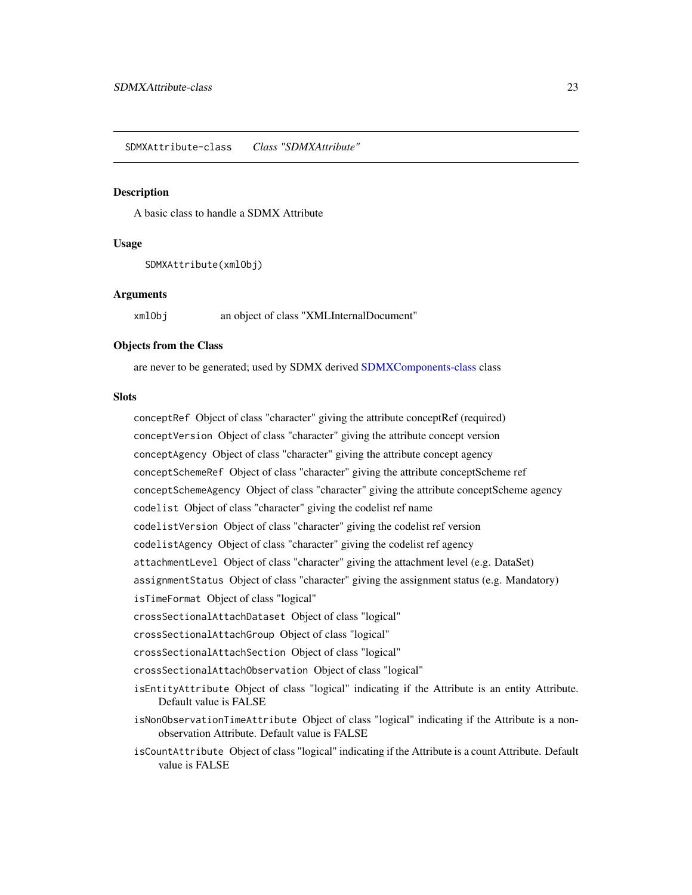SDMXAttribute-class    *Class "SDMXAttribute"*

## Description

A basic class to handle a SDMX Attribute

## Usage

```
SDMXAttribute(xmlObj)
```

## Arguments

`xmlObj` an object of class "XMLInternalDocument"

## Objects from the Class

are never to be generated; used by SDMX derived SDMXComponents-class class

## Slots

`conceptRef` Object of class "character" giving the attribute conceptRef (required)

`conceptVersion` Object of class "character" giving the attribute concept version

`conceptAgency` Object of class "character" giving the attribute concept agency

`conceptSchemeRef` Object of class "character" giving the attribute conceptScheme ref

`conceptSchemeAgency` Object of class "character" giving the attribute conceptScheme agency

`codelist` Object of class "character" giving the codelist ref name

`codelistVersion` Object of class "character" giving the codelist ref version

`codelistAgency` Object of class "character" giving the codelist ref agency

`attachmentLevel` Object of class "character" giving the attachment level (e.g. DataSet)

`assignmentStatus` Object of class "character" giving the assignment status (e.g. Mandatory)

`isTimeFormat` Object of class "logical"

`crossSectionalAttachDataset` Object of class "logical"

`crossSectionalAttachGroup` Object of class "logical"

`crossSectionalAttachSection` Object of class "logical"

`crossSectionalAttachObservation` Object of class "logical"

`isEntityAttribute` Object of class "logical" indicating if the Attribute is an entity Attribute. Default value is FALSE

`isNonObservationTimeAttribute` Object of class "logical" indicating if the Attribute is a non-observation Attribute. Default value is FALSE

`isCountAttribute` Object of class "logical" indicating if the Attribute is a count Attribute. Default value is FALSE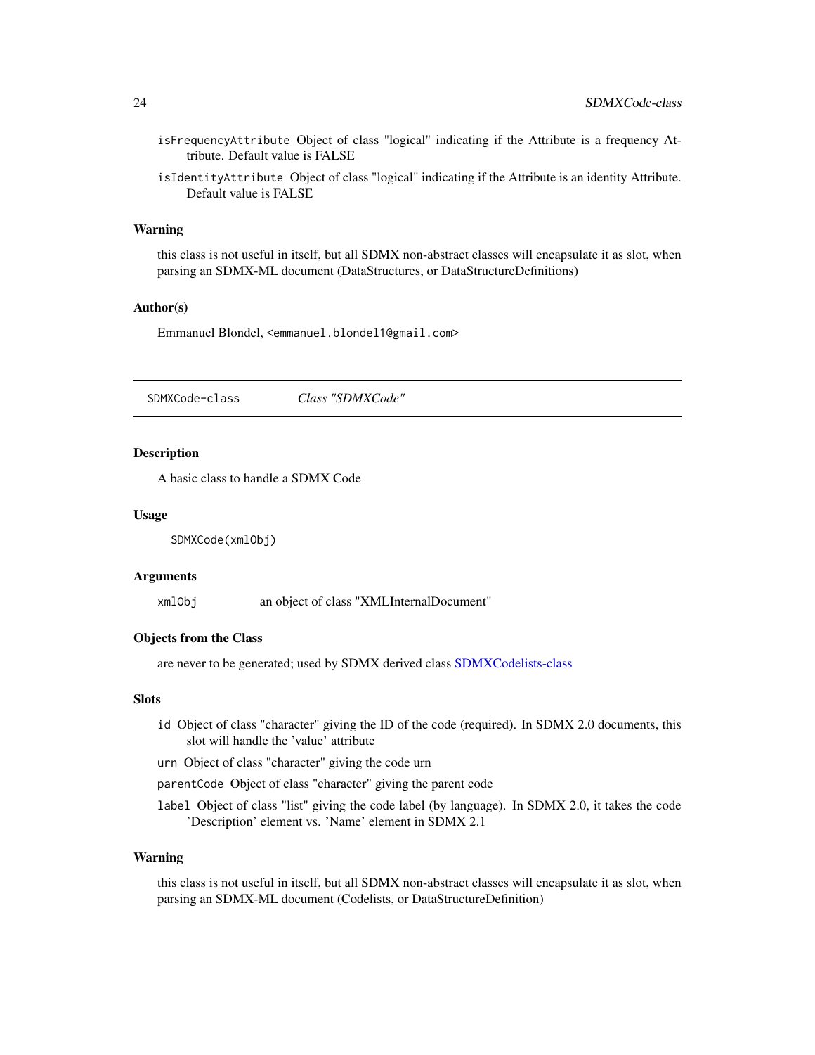isFrequencyAttribute Object of class "logical" indicating if the Attribute is a frequency Attribute. Default value is FALSE

isIdentityAttribute Object of class "logical" indicating if the Attribute is an identity Attribute. Default value is FALSE

### Warning

this class is not useful in itself, but all SDMX non-abstract classes will encapsulate it as slot, when parsing an SDMX-ML document (DataStructures, or DataStructureDefinitions)

### Author(s)

Emmanuel Blondel, <emmanuel.blondel1@gmail.com>

---

## SDMXCode-class *Class "SDMXCode"*

---

### Description

A basic class to handle a SDMX Code

### Usage

```
SDMXCode(xmlObj)
```

### Arguments

| | |
|---|---|
| xmlObj | an object of class "XMLInternalDocument" |

### Objects from the Class

are never to be generated; used by SDMX derived class SDMXCodelists-class

### Slots

id Object of class "character" giving the ID of the code (required). In SDMX 2.0 documents, this slot will handle the 'value' attribute

urn Object of class "character" giving the code urn

parentCode Object of class "character" giving the parent code

label Object of class "list" giving the code label (by language). In SDMX 2.0, it takes the code 'Description' element vs. 'Name' element in SDMX 2.1

### Warning

this class is not useful in itself, but all SDMX non-abstract classes will encapsulate it as slot, when parsing an SDMX-ML document (Codelists, or DataStructureDefinition)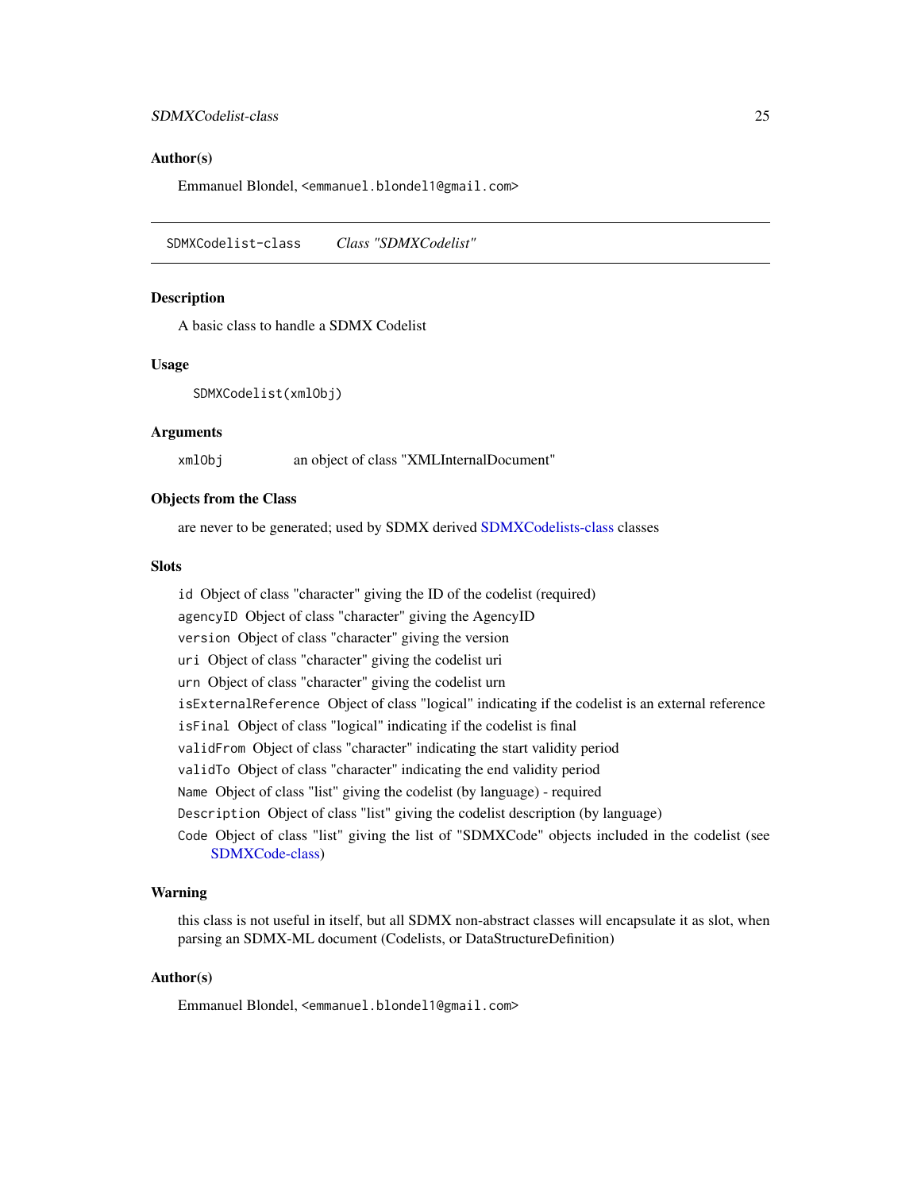## Author(s)

Emmanuel Blondel, <emmanuel.blondel1@gmail.com>

---

SDMXCodelist-class    *Class "SDMXCodelist"*

---

### Description

A basic class to handle a SDMX Codelist

### Usage

```
SDMXCodelist(xmlObj)
```

### Arguments

`xmlObj`    an object of class "XMLInternalDocument"

### Objects from the Class

are never to be generated; used by SDMX derived SDMXCodelists-class classes

### Slots

- `id` Object of class "character" giving the ID of the codelist (required)
- `agencyID` Object of class "character" giving the AgencyID
- `version` Object of class "character" giving the version
- `uri` Object of class "character" giving the codelist uri
- `urn` Object of class "character" giving the codelist urn
- `isExternalReference` Object of class "logical" indicating if the codelist is an external reference
- `isFinal` Object of class "logical" indicating if the codelist is final
- `validFrom` Object of class "character" indicating the start validity period
- `validTo` Object of class "character" indicating the end validity period
- `Name` Object of class "list" giving the codelist (by language) - required
- `Description` Object of class "list" giving the codelist description (by language)
- `Code` Object of class "list" giving the list of "SDMXCode" objects included in the codelist (see SDMXCode-class)

### Warning

this class is not useful in itself, but all SDMX non-abstract classes will encapsulate it as slot, when parsing an SDMX-ML document (Codelists, or DataStructureDefinition)

### Author(s)

Emmanuel Blondel, <emmanuel.blondel1@gmail.com>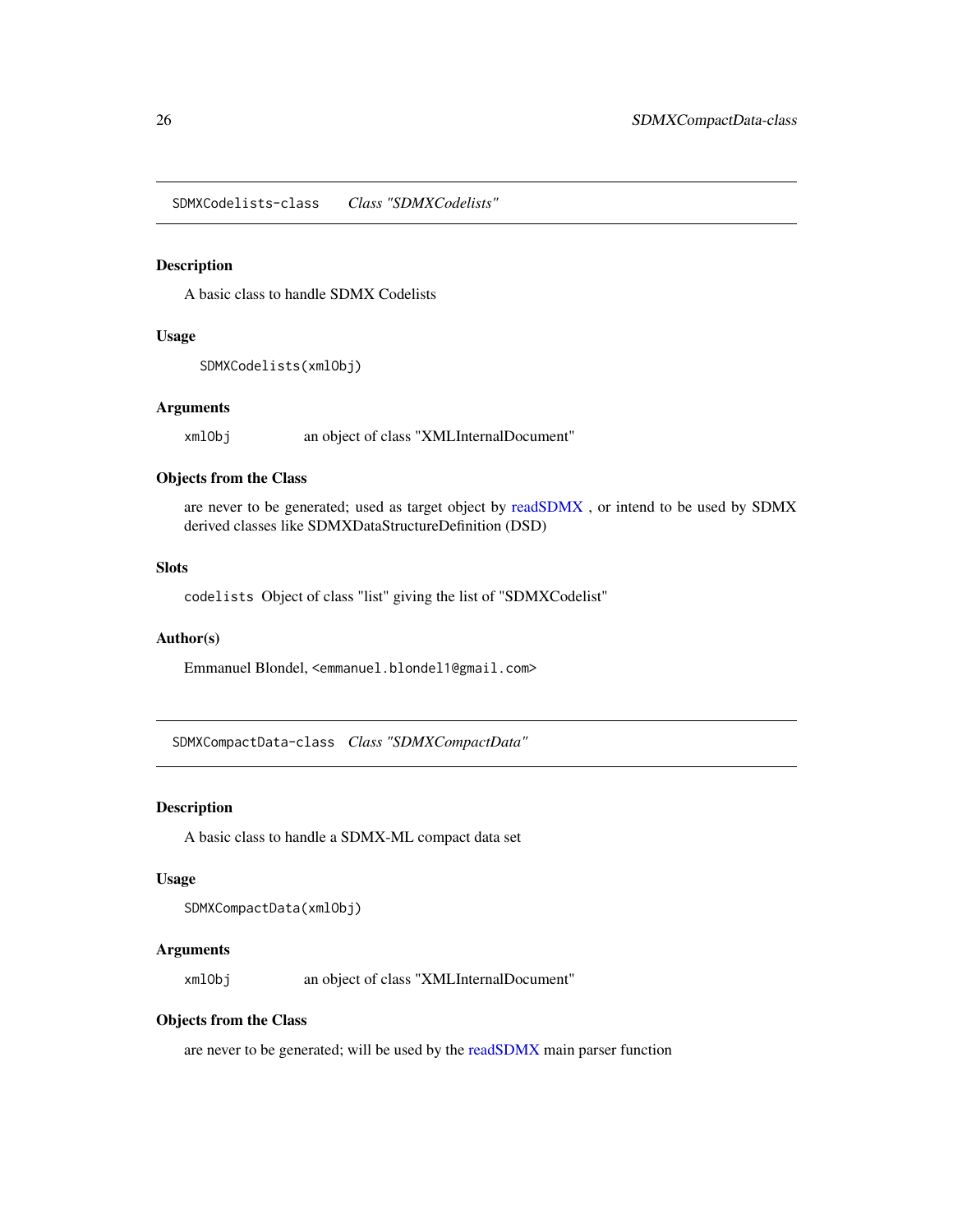## SDMXCodelists-class *Class "SDMXCodelists"*

### Description

A basic class to handle SDMX Codelists

### Usage

```
SDMXCodelists(xmlObj)
```

### Arguments

| | |
|---|---|
| `xmlObj` | an object of class "XMLInternalDocument" |

### Objects from the Class

are never to be generated; used as target object by readSDMX , or intend to be used by SDMX derived classes like SDMXDataStructureDefinition (DSD)

### Slots

`codelists` Object of class "list" giving the list of "SDMXCodelist"

### Author(s)

Emmanuel Blondel, `<emmanuel.blondel1@gmail.com>`

## SDMXCompactData-class *Class "SDMXCompactData"*

### Description

A basic class to handle a SDMX-ML compact data set

### Usage

```
SDMXCompactData(xmlObj)
```

### Arguments

| | |
|---|---|
| `xmlObj` | an object of class "XMLInternalDocument" |

### Objects from the Class

are never to be generated; will be used by the readSDMX main parser function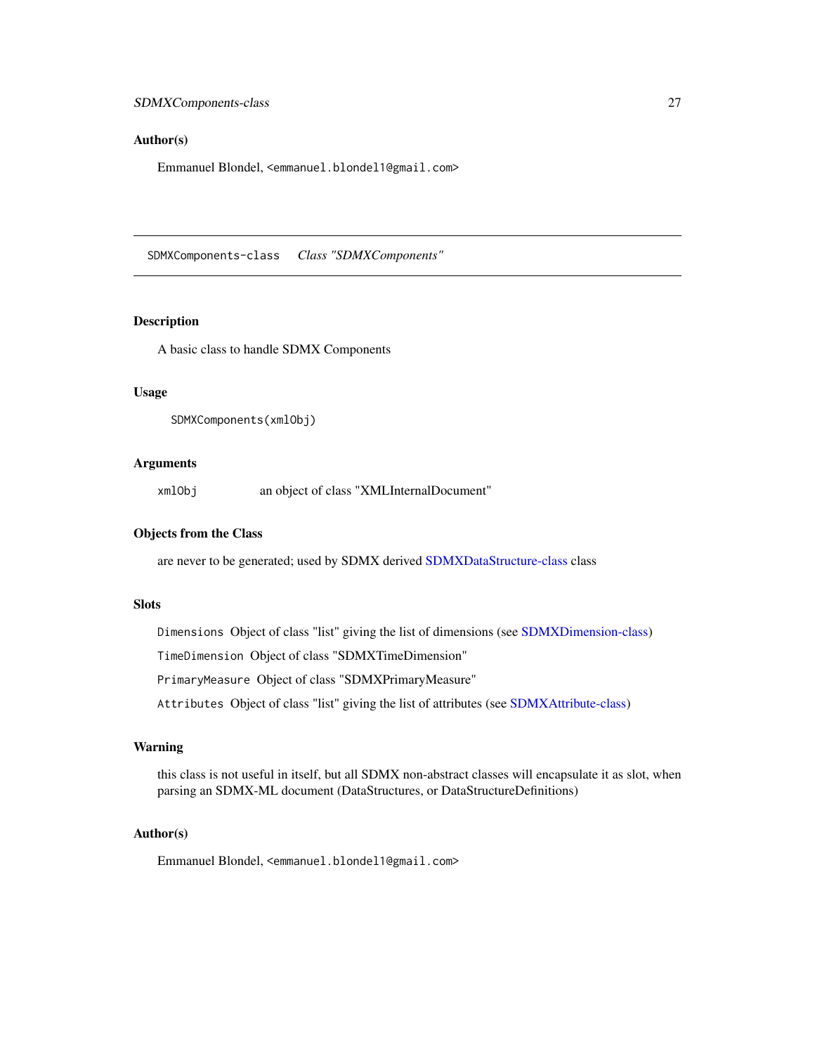### Author(s)

Emmanuel Blondel, <emmanuel.blondel1@gmail.com>

---

## SDMXComponents-class    *Class "SDMXComponents"*

---

### Description

A basic class to handle SDMX Components

### Usage

```
SDMXComponents(xmlObj)
```

### Arguments

| | |
|---|---|
| xmlObj | an object of class "XMLInternalDocument" |

### Objects from the Class

are never to be generated; used by SDMX derived SDMXDataStructure-class class

### Slots

- `Dimensions` Object of class "list" giving the list of dimensions (see SDMXDimension-class)
- `TimeDimension` Object of class "SDMXTimeDimension"
- `PrimaryMeasure` Object of class "SDMXPrimaryMeasure"
- `Attributes` Object of class "list" giving the list of attributes (see SDMXAttribute-class)

### Warning

this class is not useful in itself, but all SDMX non-abstract classes will encapsulate it as slot, when parsing an SDMX-ML document (DataStructures, or DataStructureDefinitions)

### Author(s)

Emmanuel Blondel, <emmanuel.blondel1@gmail.com>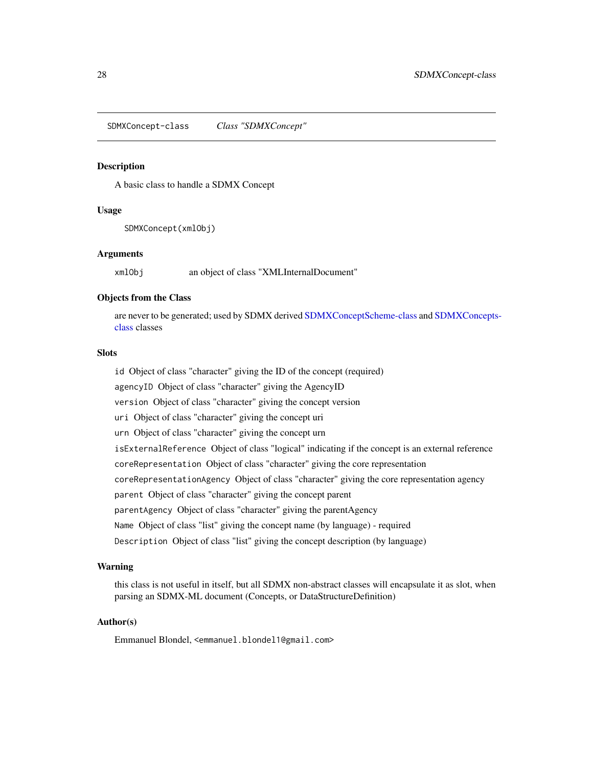SDMXConcept-class     *Class "SDMXConcept"*

## Description

A basic class to handle a SDMX Concept

## Usage

```
SDMXConcept(xmlObj)
```

## Arguments

| | |
|---|---|
| `xmlObj` | an object of class "XMLInternalDocument" |

## Objects from the Class

are never to be generated; used by SDMX derived SDMXConceptScheme-class and SDMXConcepts-class classes

## Slots

`id` Object of class "character" giving the ID of the concept (required)

`agencyID` Object of class "character" giving the AgencyID

`version` Object of class "character" giving the concept version

`uri` Object of class "character" giving the concept uri

`urn` Object of class "character" giving the concept urn

`isExternalReference` Object of class "logical" indicating if the concept is an external reference

`coreRepresentation` Object of class "character" giving the core representation

`coreRepresentationAgency` Object of class "character" giving the core representation agency

`parent` Object of class "character" giving the concept parent

`parentAgency` Object of class "character" giving the parentAgency

`Name` Object of class "list" giving the concept name (by language) - required

`Description` Object of class "list" giving the concept description (by language)

## Warning

this class is not useful in itself, but all SDMX non-abstract classes will encapsulate it as slot, when parsing an SDMX-ML document (Concepts, or DataStructureDefinition)

## Author(s)

Emmanuel Blondel, `<emmanuel.blondel1@gmail.com>`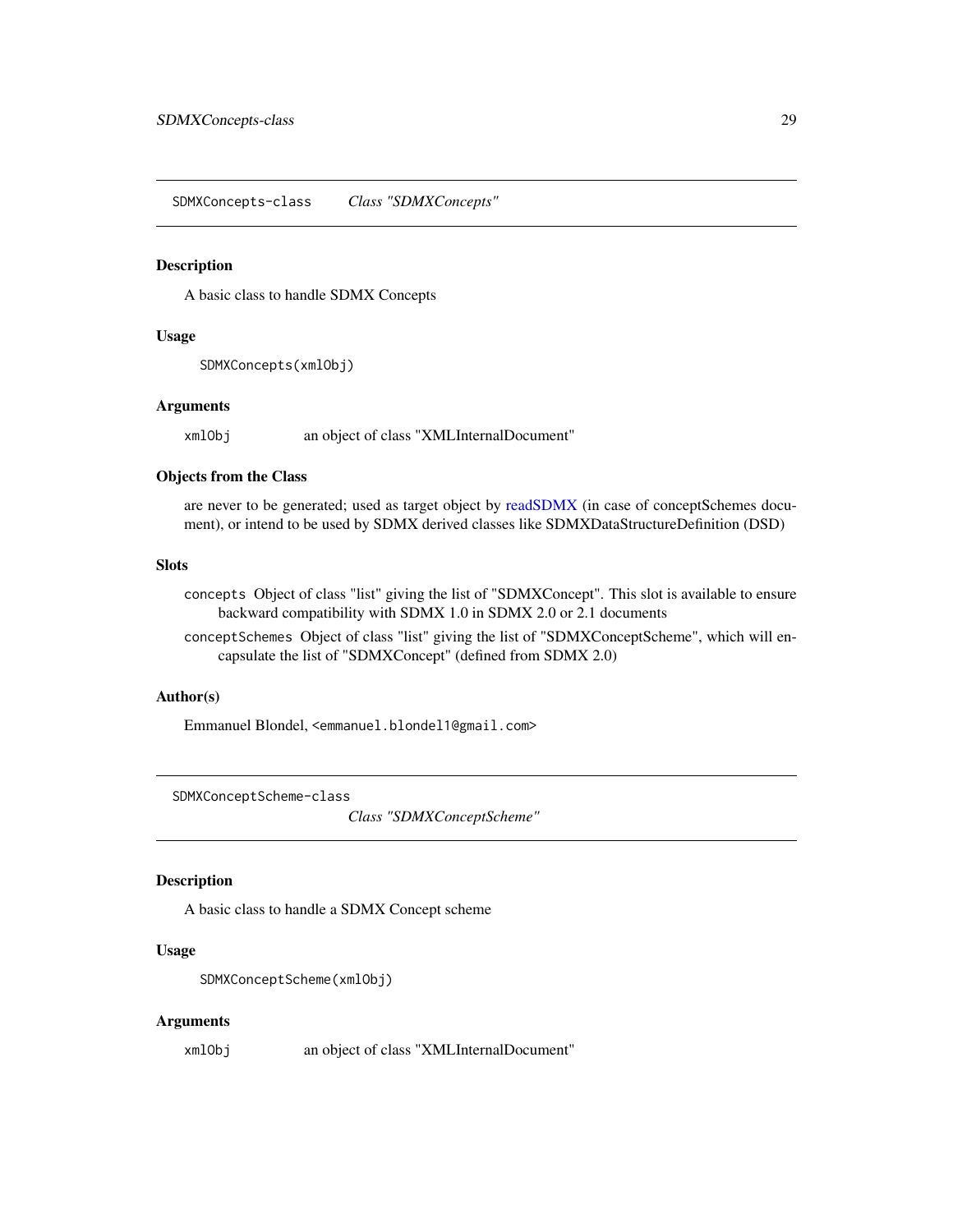## SDMXConcepts-class *Class "SDMXConcepts"*

### Description

A basic class to handle SDMX Concepts

### Usage

```
SDMXConcepts(xmlObj)
```

### Arguments

`xmlObj` an object of class "XMLInternalDocument"

### Objects from the Class

are never to be generated; used as target object by readSDMX (in case of conceptSchemes document), or intend to be used by SDMX derived classes like SDMXDataStructureDefinition (DSD)

### Slots

`concepts` Object of class "list" giving the list of "SDMXConcept". This slot is available to ensure backward compatibility with SDMX 1.0 in SDMX 2.0 or 2.1 documents

`conceptSchemes` Object of class "list" giving the list of "SDMXConceptScheme", which will encapsulate the list of "SDMXConcept" (defined from SDMX 2.0)

### Author(s)

Emmanuel Blondel, <emmanuel.blondel1@gmail.com>

## SDMXConceptScheme-class *Class "SDMXConceptScheme"*

### Description

A basic class to handle a SDMX Concept scheme

### Usage

```
SDMXConceptScheme(xmlObj)
```

### Arguments

`xmlObj` an object of class "XMLInternalDocument"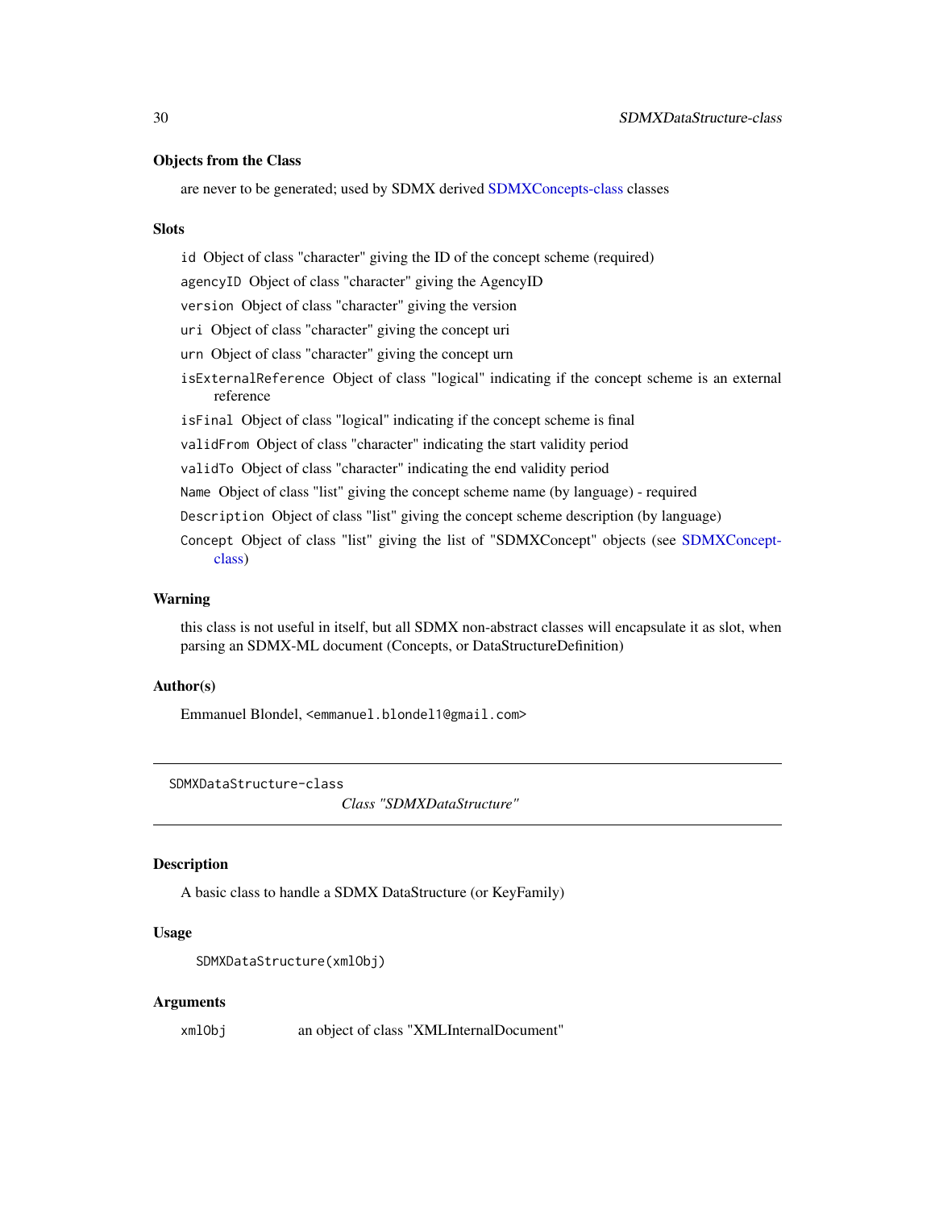### Objects from the Class

are never to be generated; used by SDMX derived SDMXConcepts-class classes

### Slots

- `id` Object of class "character" giving the ID of the concept scheme (required)
- `agencyID` Object of class "character" giving the AgencyID
- `version` Object of class "character" giving the version
- `uri` Object of class "character" giving the concept uri
- `urn` Object of class "character" giving the concept urn
- `isExternalReference` Object of class "logical" indicating if the concept scheme is an external reference
- `isFinal` Object of class "logical" indicating if the concept scheme is final
- `validFrom` Object of class "character" indicating the start validity period
- `validTo` Object of class "character" indicating the end validity period
- `Name` Object of class "list" giving the concept scheme name (by language) - required
- `Description` Object of class "list" giving the concept scheme description (by language)
- `Concept` Object of class "list" giving the list of "SDMXConcept" objects (see SDMXConcept-class)

### Warning

this class is not useful in itself, but all SDMX non-abstract classes will encapsulate it as slot, when parsing an SDMX-ML document (Concepts, or DataStructureDefinition)

### Author(s)

Emmanuel Blondel, `<emmanuel.blondel1@gmail.com>`

---

## SDMXDataStructure-class — *Class "SDMXDataStructure"*

### Description

A basic class to handle a SDMX DataStructure (or KeyFamily)

### Usage

```
SDMXDataStructure(xmlObj)
```

### Arguments

| | |
|---|---|
| `xmlObj` | an object of class "XMLInternalDocument" |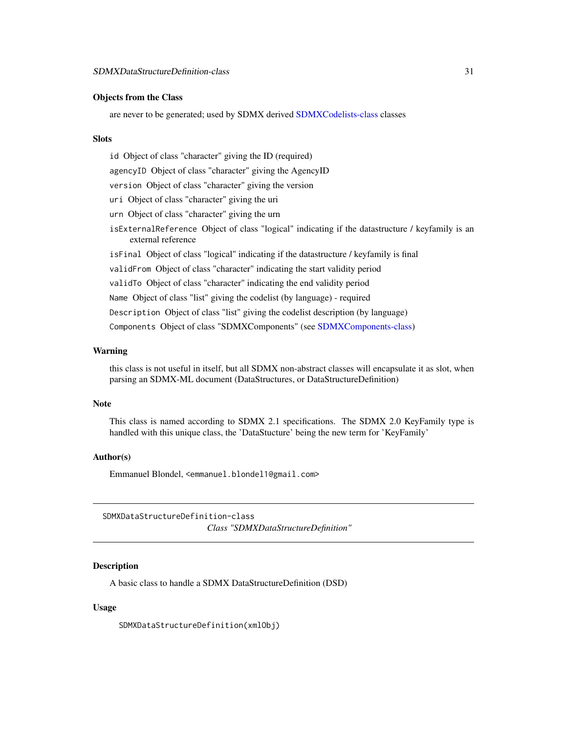### Objects from the Class

are never to be generated; used by SDMX derived SDMXCodelists-class classes

### Slots

- `id` Object of class "character" giving the ID (required)
- `agencyID` Object of class "character" giving the AgencyID
- `version` Object of class "character" giving the version
- `uri` Object of class "character" giving the uri
- `urn` Object of class "character" giving the urn
- `isExternalReference` Object of class "logical" indicating if the datastructure / keyfamily is an external reference
- `isFinal` Object of class "logical" indicating if the datastructure / keyfamily is final
- `validFrom` Object of class "character" indicating the start validity period
- `validTo` Object of class "character" indicating the end validity period
- `Name` Object of class "list" giving the codelist (by language) - required
- `Description` Object of class "list" giving the codelist description (by language)
- `Components` Object of class "SDMXComponents" (see SDMXComponents-class)

### Warning

this class is not useful in itself, but all SDMX non-abstract classes will encapsulate it as slot, when parsing an SDMX-ML document (DataStructures, or DataStructureDefinition)

### Note

This class is named according to SDMX 2.1 specifications. The SDMX 2.0 KeyFamily type is handled with this unique class, the 'DataStucture' being the new term for 'KeyFamily'

### Author(s)

Emmanuel Blondel, <emmanuel.blondel1@gmail.com>

---

## SDMXDataStructureDefinition-class *Class "SDMXDataStructureDefinition"*

---

### Description

A basic class to handle a SDMX DataStructureDefinition (DSD)

### Usage

```
SDMXDataStructureDefinition(xmlObj)
```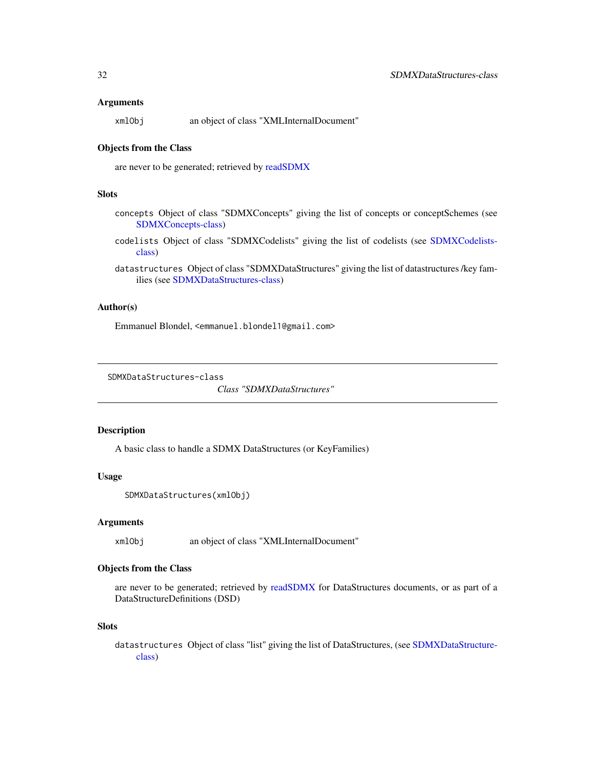### Arguments

xmlObj        an object of class "XMLInternalDocument"

### Objects from the Class

are never to be generated; retrieved by readSDMX

### Slots

- `concepts` Object of class "SDMXConcepts" giving the list of concepts or conceptSchemes (see SDMXConcepts-class)
- `codelists` Object of class "SDMXCodelists" giving the list of codelists (see SDMXCodelists-class)
- `datastructures` Object of class "SDMXDataStructures" giving the list of datastructures /key families (see SDMXDataStructures-class)

### Author(s)

Emmanuel Blondel, <emmanuel.blondel1@gmail.com>

---

SDMXDataStructures-class

## *Class "SDMXDataStructures"*

---

### Description

A basic class to handle a SDMX DataStructures (or KeyFamilies)

### Usage

```
SDMXDataStructures(xmlObj)
```

### Arguments

xmlObj        an object of class "XMLInternalDocument"

### Objects from the Class

are never to be generated; retrieved by readSDMX for DataStructures documents, or as part of a DataStructureDefinitions (DSD)

### Slots

- `datastructures` Object of class "list" giving the list of DataStructures, (see SDMXDataStructure-class)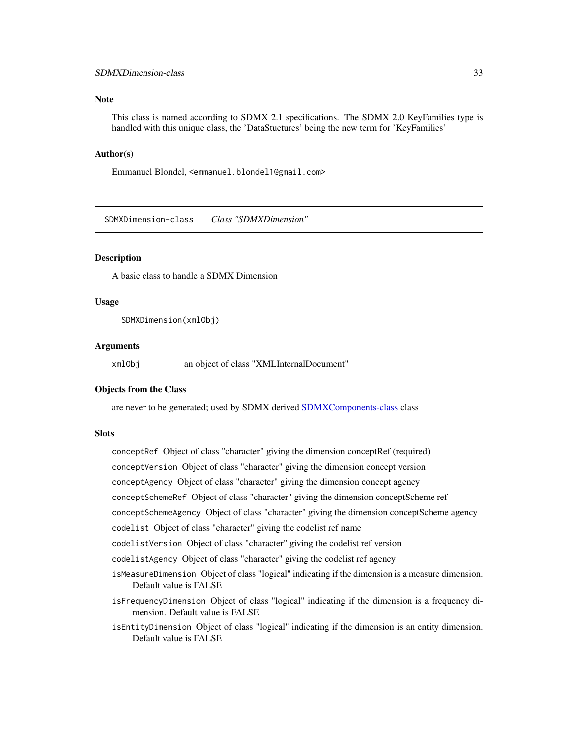## Note

This class is named according to SDMX 2.1 specifications. The SDMX 2.0 KeyFamilies type is handled with this unique class, the 'DataStuctures' being the new term for 'KeyFamilies'

## Author(s)

Emmanuel Blondel, <emmanuel.blondel1@gmail.com>

---

# SDMXDimension-class    *Class "SDMXDimension"*

---

## Description

A basic class to handle a SDMX Dimension

## Usage

```
SDMXDimension(xmlObj)
```

## Arguments

`xmlObj` an object of class "XMLInternalDocument"

## Objects from the Class

are never to be generated; used by SDMX derived SDMXComponents-class class

## Slots

- `conceptRef` Object of class "character" giving the dimension conceptRef (required)
- `conceptVersion` Object of class "character" giving the dimension concept version
- `conceptAgency` Object of class "character" giving the dimension concept agency
- `conceptSchemeRef` Object of class "character" giving the dimension conceptScheme ref
- `conceptSchemeAgency` Object of class "character" giving the dimension conceptScheme agency
- `codelist` Object of class "character" giving the codelist ref name
- `codelistVersion` Object of class "character" giving the codelist ref version
- `codelistAgency` Object of class "character" giving the codelist ref agency
- `isMeasureDimension` Object of class "logical" indicating if the dimension is a measure dimension. Default value is FALSE
- `isFrequencyDimension` Object of class "logical" indicating if the dimension is a frequency dimension. Default value is FALSE
- `isEntityDimension` Object of class "logical" indicating if the dimension is an entity dimension. Default value is FALSE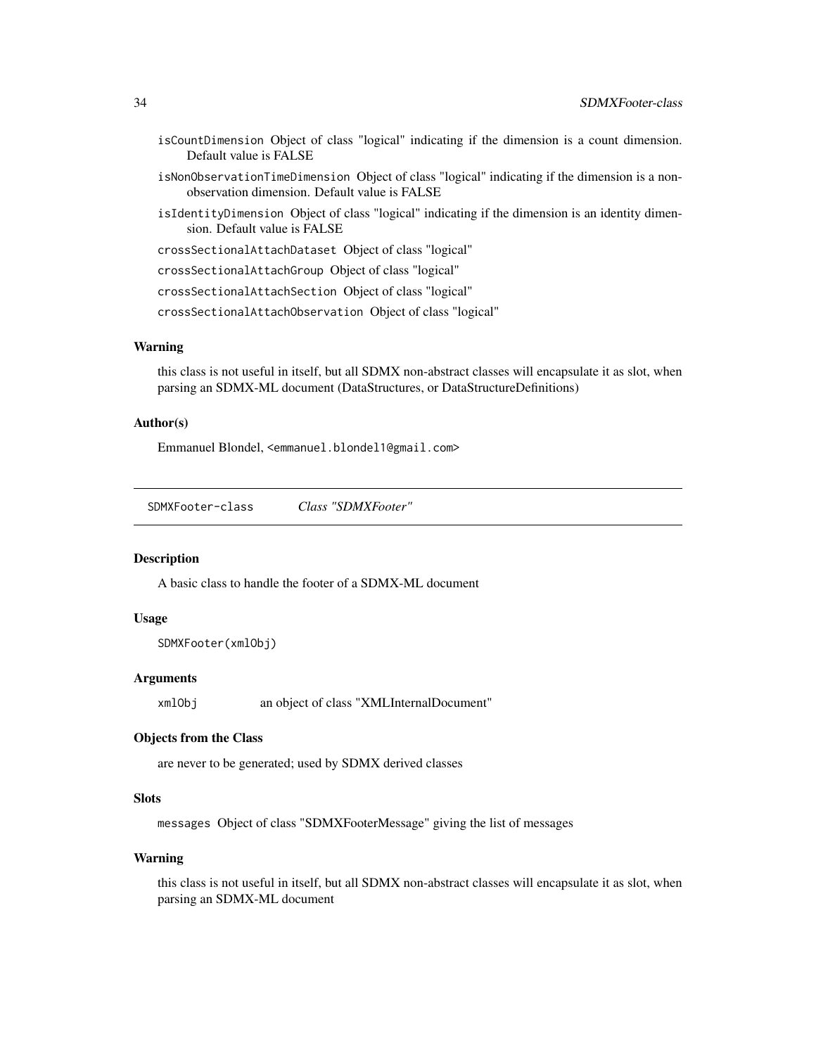isCountDimension Object of class "logical" indicating if the dimension is a count dimension. Default value is FALSE

isNonObservationTimeDimension Object of class "logical" indicating if the dimension is a non-observation dimension. Default value is FALSE

isIdentityDimension Object of class "logical" indicating if the dimension is an identity dimension. Default value is FALSE

crossSectionalAttachDataset Object of class "logical"

crossSectionalAttachGroup Object of class "logical"

crossSectionalAttachSection Object of class "logical"

crossSectionalAttachObservation Object of class "logical"

### Warning

this class is not useful in itself, but all SDMX non-abstract classes will encapsulate it as slot, when parsing an SDMX-ML document (DataStructures, or DataStructureDefinitions)

### Author(s)

Emmanuel Blondel, <emmanuel.blondel1@gmail.com>

---

## SDMXFooter-class *Class "SDMXFooter"*

### Description

A basic class to handle the footer of a SDMX-ML document

### Usage

```
SDMXFooter(xmlObj)
```

### Arguments

xmlObj an object of class "XMLInternalDocument"

### Objects from the Class

are never to be generated; used by SDMX derived classes

### Slots

messages Object of class "SDMXFooterMessage" giving the list of messages

### Warning

this class is not useful in itself, but all SDMX non-abstract classes will encapsulate it as slot, when parsing an SDMX-ML document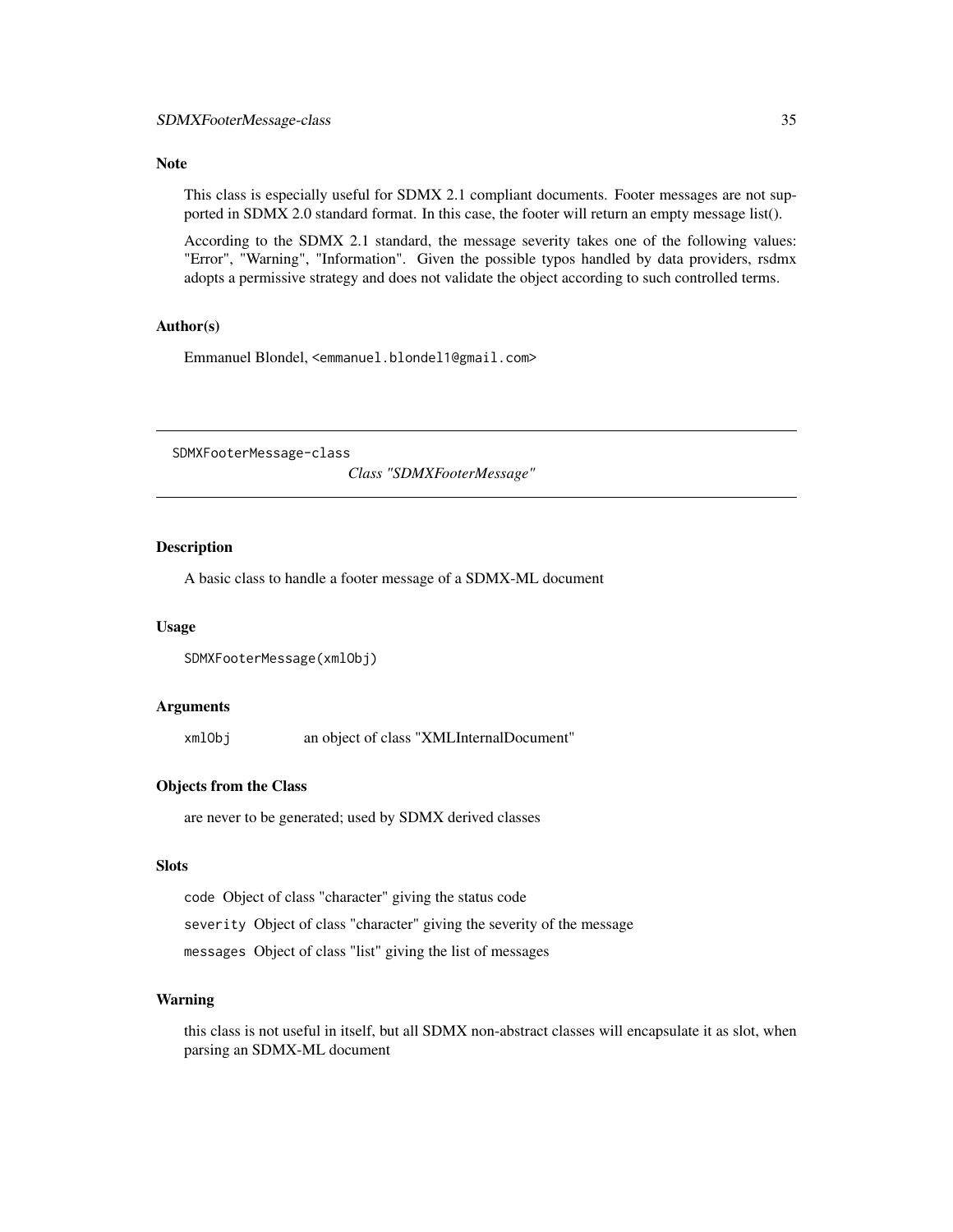## Note

This class is especially useful for SDMX 2.1 compliant documents. Footer messages are not supported in SDMX 2.0 standard format. In this case, the footer will return an empty message list().

According to the SDMX 2.1 standard, the message severity takes one of the following values: "Error", "Warning", "Information". Given the possible typos handled by data providers, rsdmx adopts a permissive strategy and does not validate the object according to such controlled terms.

## Author(s)

Emmanuel Blondel, <emmanuel.blondel1@gmail.com>

---

# SDMXFooterMessage-class *Class "SDMXFooterMessage"*

---

## Description

A basic class to handle a footer message of a SDMX-ML document

## Usage

```
SDMXFooterMessage(xmlObj)
```

## Arguments

| | |
|---|---|
| `xmlObj` | an object of class "XMLInternalDocument" |

## Objects from the Class

are never to be generated; used by SDMX derived classes

## Slots

`code` Object of class "character" giving the status code

`severity` Object of class "character" giving the severity of the message

`messages` Object of class "list" giving the list of messages

## Warning

this class is not useful in itself, but all SDMX non-abstract classes will encapsulate it as slot, when parsing an SDMX-ML document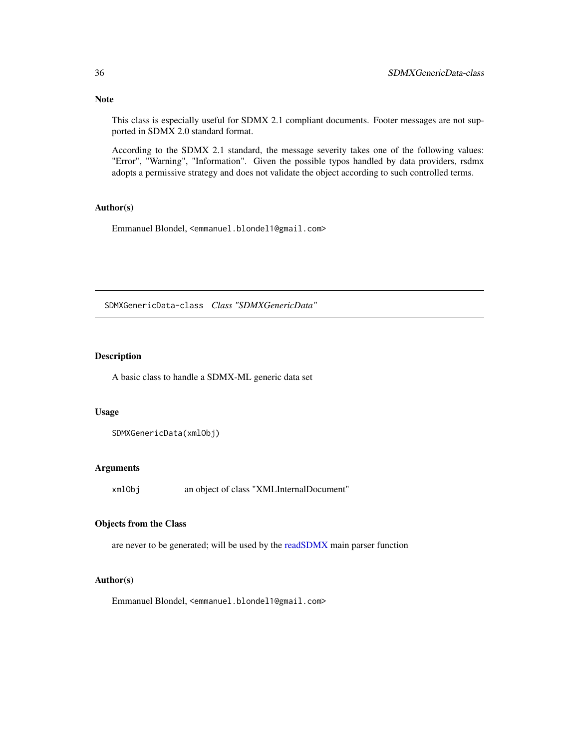## Note

This class is especially useful for SDMX 2.1 compliant documents. Footer messages are not supported in SDMX 2.0 standard format.

According to the SDMX 2.1 standard, the message severity takes one of the following values: "Error", "Warning", "Information". Given the possible typos handled by data providers, rsdmx adopts a permissive strategy and does not validate the object according to such controlled terms.

## Author(s)

Emmanuel Blondel, <emmanuel.blondel1@gmail.com>

---

# SDMXGenericData-class *Class "SDMXGenericData"*

---

## Description

A basic class to handle a SDMX-ML generic data set

## Usage

```
SDMXGenericData(xmlObj)
```

## Arguments

| | |
|---|---|
| xmlObj | an object of class "XMLInternalDocument" |

## Objects from the Class

are never to be generated; will be used by the readSDMX main parser function

## Author(s)

Emmanuel Blondel, <emmanuel.blondel1@gmail.com>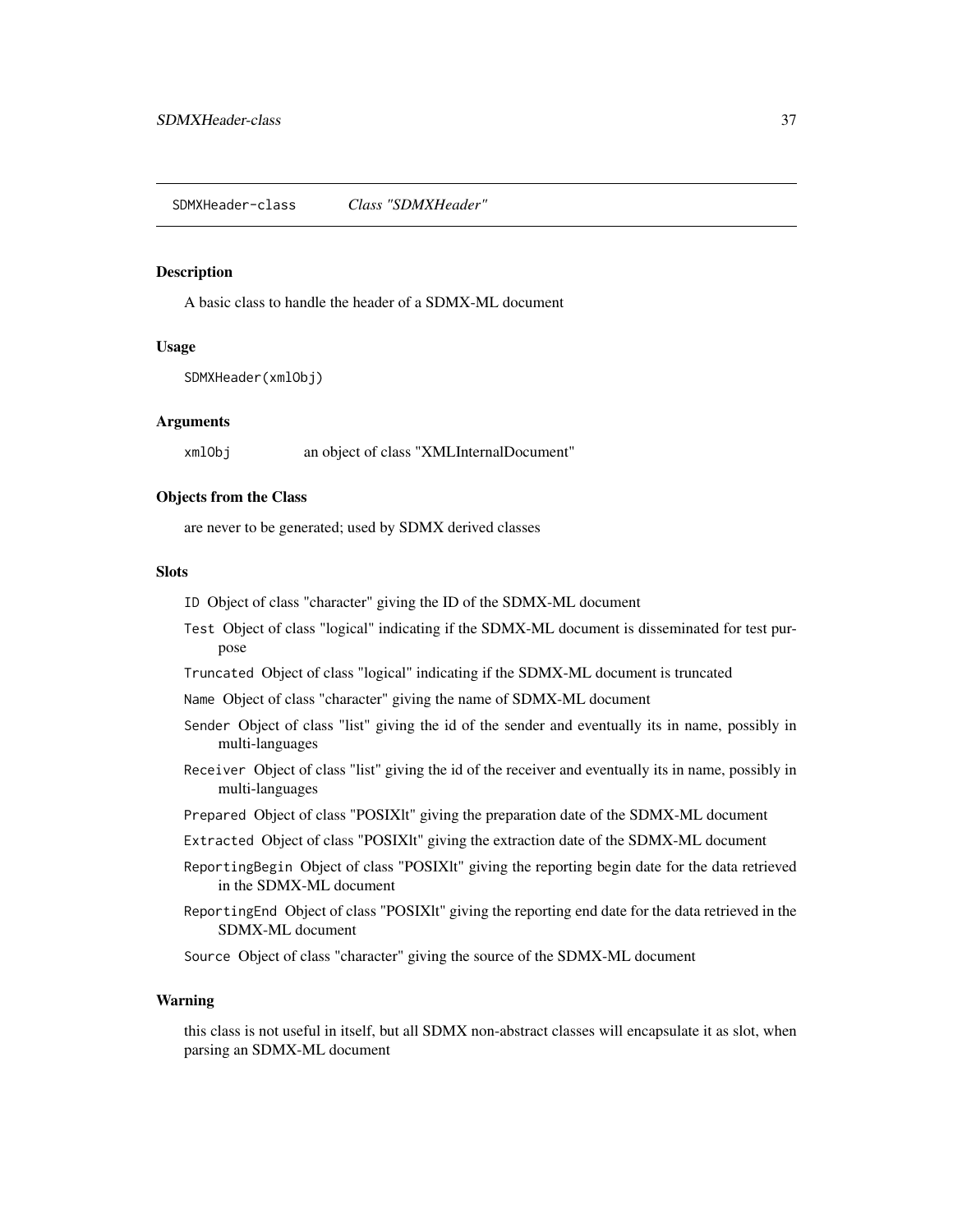## SDMXHeader-class    *Class "SDMXHeader"*

### Description

A basic class to handle the header of a SDMX-ML document

### Usage

```
SDMXHeader(xmlObj)
```

### Arguments

| | |
|---|---|
| `xmlObj` | an object of class "XMLInternalDocument" |

### Objects from the Class

are never to be generated; used by SDMX derived classes

### Slots

- `ID` Object of class "character" giving the ID of the SDMX-ML document
- `Test` Object of class "logical" indicating if the SDMX-ML document is disseminated for test purpose
- `Truncated` Object of class "logical" indicating if the SDMX-ML document is truncated
- `Name` Object of class "character" giving the name of SDMX-ML document
- `Sender` Object of class "list" giving the id of the sender and eventually its in name, possibly in multi-languages
- `Receiver` Object of class "list" giving the id of the receiver and eventually its in name, possibly in multi-languages
- `Prepared` Object of class "POSIXlt" giving the preparation date of the SDMX-ML document
- `Extracted` Object of class "POSIXlt" giving the extraction date of the SDMX-ML document
- `ReportingBegin` Object of class "POSIXlt" giving the reporting begin date for the data retrieved in the SDMX-ML document
- `ReportingEnd` Object of class "POSIXlt" giving the reporting end date for the data retrieved in the SDMX-ML document
- `Source` Object of class "character" giving the source of the SDMX-ML document

### Warning

this class is not useful in itself, but all SDMX non-abstract classes will encapsulate it as slot, when parsing an SDMX-ML document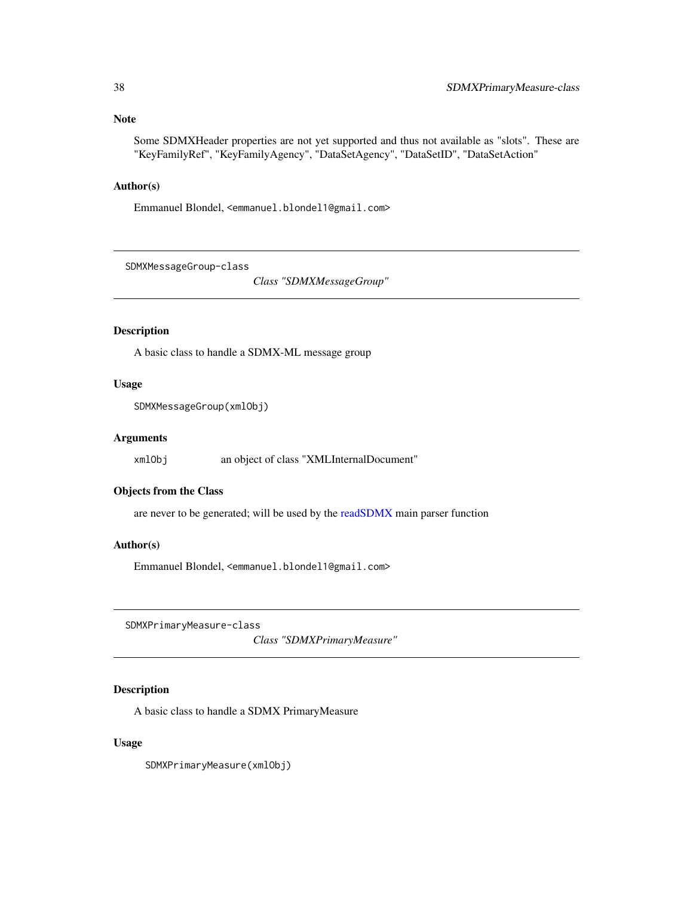## Note

Some SDMXHeader properties are not yet supported and thus not available as "slots". These are "KeyFamilyRef", "KeyFamilyAgency", "DataSetAgency", "DataSetID", "DataSetAction"

## Author(s)

Emmanuel Blondel, <emmanuel.blondel1@gmail.com>

---

# SDMXMessageGroup-class *Class "SDMXMessageGroup"*

---

## Description

A basic class to handle a SDMX-ML message group

## Usage

```
SDMXMessageGroup(xmlObj)
```

## Arguments

| | |
|---|---|
| xmlObj | an object of class "XMLInternalDocument" |

## Objects from the Class

are never to be generated; will be used by the readSDMX main parser function

## Author(s)

Emmanuel Blondel, <emmanuel.blondel1@gmail.com>

---

# SDMXPrimaryMeasure-class *Class "SDMXPrimaryMeasure"*

---

## Description

A basic class to handle a SDMX PrimaryMeasure

## Usage

```
SDMXPrimaryMeasure(xmlObj)
```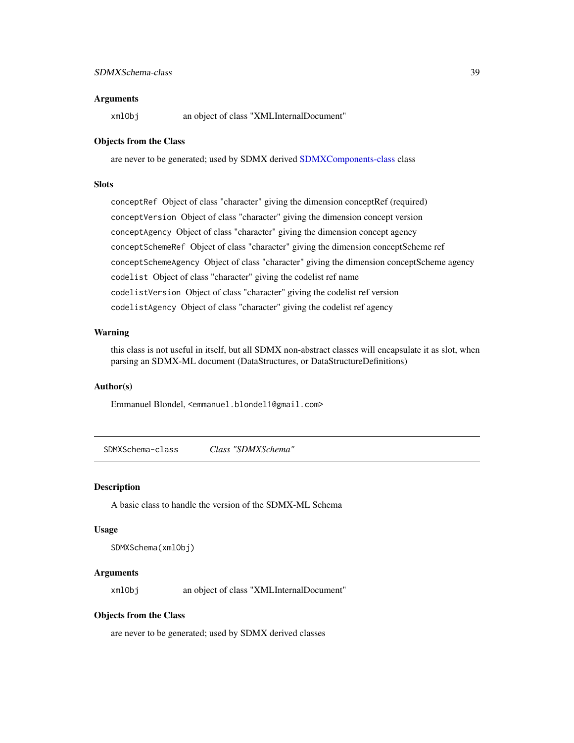### Arguments

`xmlObj` an object of class "XMLInternalDocument"

### Objects from the Class

are never to be generated; used by SDMX derived SDMXComponents-class class

### Slots

- `conceptRef` Object of class "character" giving the dimension conceptRef (required)
- `conceptVersion` Object of class "character" giving the dimension concept version
- `conceptAgency` Object of class "character" giving the dimension concept agency
- `conceptSchemeRef` Object of class "character" giving the dimension conceptScheme ref
- `conceptSchemeAgency` Object of class "character" giving the dimension conceptScheme agency
- `codelist` Object of class "character" giving the codelist ref name
- `codelistVersion` Object of class "character" giving the codelist ref version
- `codelistAgency` Object of class "character" giving the codelist ref agency

### Warning

this class is not useful in itself, but all SDMX non-abstract classes will encapsulate it as slot, when parsing an SDMX-ML document (DataStructures, or DataStructureDefinitions)

### Author(s)

Emmanuel Blondel, <emmanuel.blondel1@gmail.com>

---

## SDMXSchema-class *Class "SDMXSchema"*

### Description

A basic class to handle the version of the SDMX-ML Schema

### Usage

```
SDMXSchema(xmlObj)
```

### Arguments

`xmlObj` an object of class "XMLInternalDocument"

### Objects from the Class

are never to be generated; used by SDMX derived classes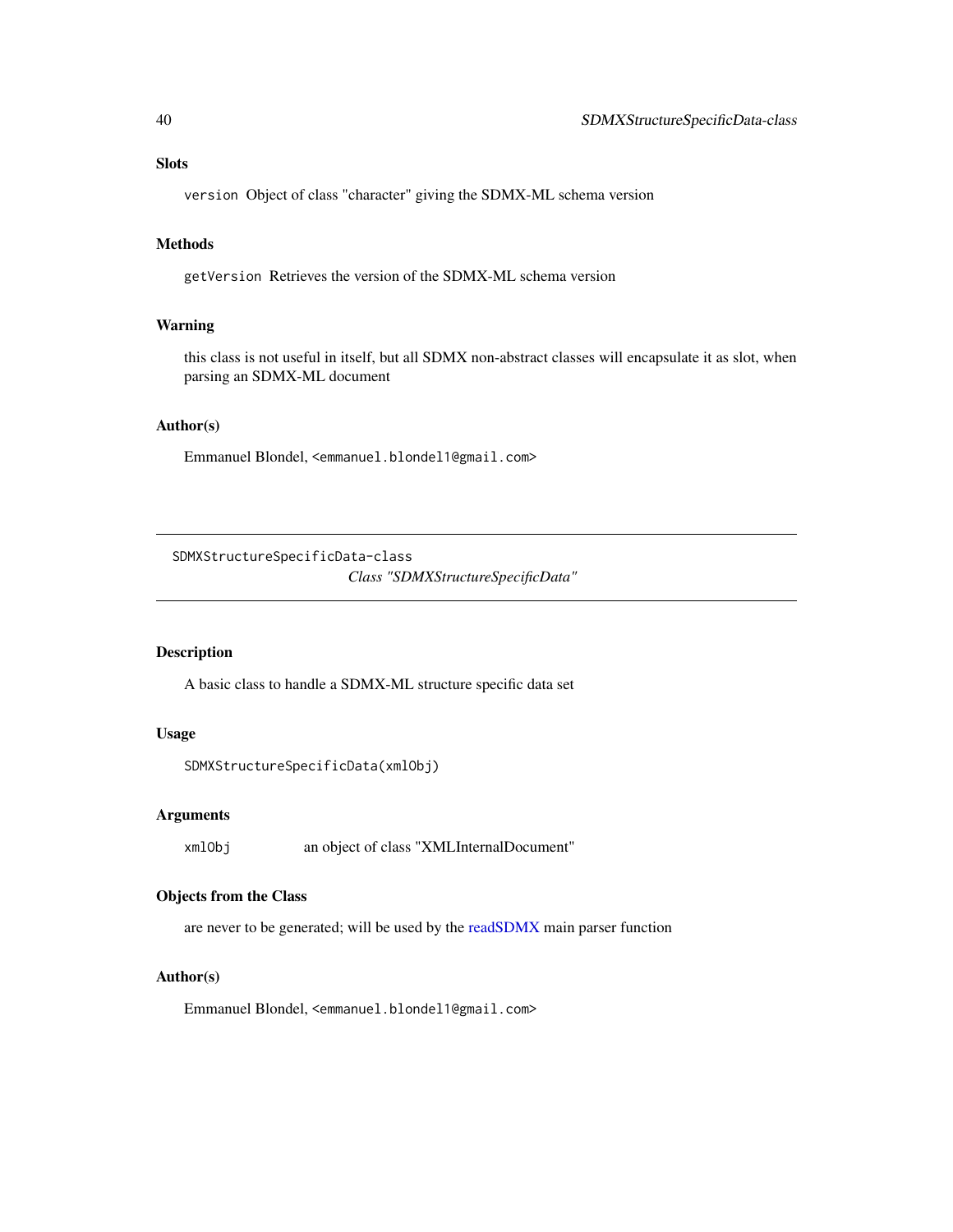### Slots

`version` Object of class "character" giving the SDMX-ML schema version

### Methods

`getVersion` Retrieves the version of the SDMX-ML schema version

### Warning

this class is not useful in itself, but all SDMX non-abstract classes will encapsulate it as slot, when parsing an SDMX-ML document

### Author(s)

Emmanuel Blondel, `<emmanuel.blondel1@gmail.com>`

---

## SDMXStructureSpecificData-class    *Class "SDMXStructureSpecificData"*

---

### Description

A basic class to handle a SDMX-ML structure specific data set

### Usage

```
SDMXStructureSpecificData(xmlObj)
```

### Arguments

| | |
|---|---|
| `xmlObj` | an object of class "XMLInternalDocument" |

### Objects from the Class

are never to be generated; will be used by the readSDMX main parser function

### Author(s)

Emmanuel Blondel, `<emmanuel.blondel1@gmail.com>`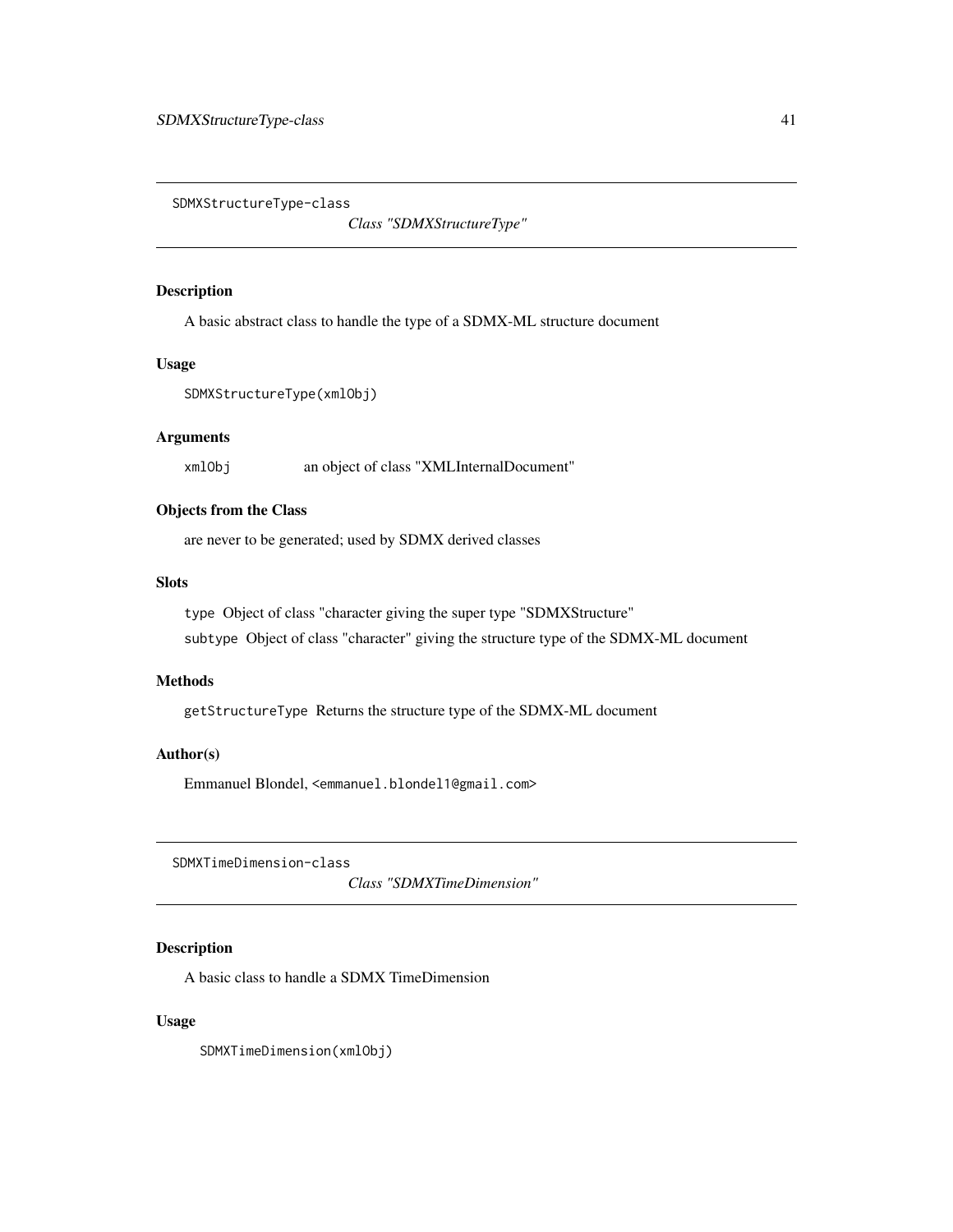SDMXStructureType-class

## *Class "SDMXStructureType"*

### Description

A basic abstract class to handle the type of a SDMX-ML structure document

### Usage

```
SDMXStructureType(xmlObj)
```

### Arguments

`xmlObj` an object of class "XMLInternalDocument"

### Objects from the Class

are never to be generated; used by SDMX derived classes

### Slots

`type` Object of class "character giving the super type "SDMXStructure"

`subtype` Object of class "character" giving the structure type of the SDMX-ML document

### Methods

`getStructureType` Returns the structure type of the SDMX-ML document

### Author(s)

Emmanuel Blondel, <emmanuel.blondel1@gmail.com>

SDMXTimeDimension-class

## *Class "SDMXTimeDimension"*

### Description

A basic class to handle a SDMX TimeDimension

### Usage

```
SDMXTimeDimension(xmlObj)
```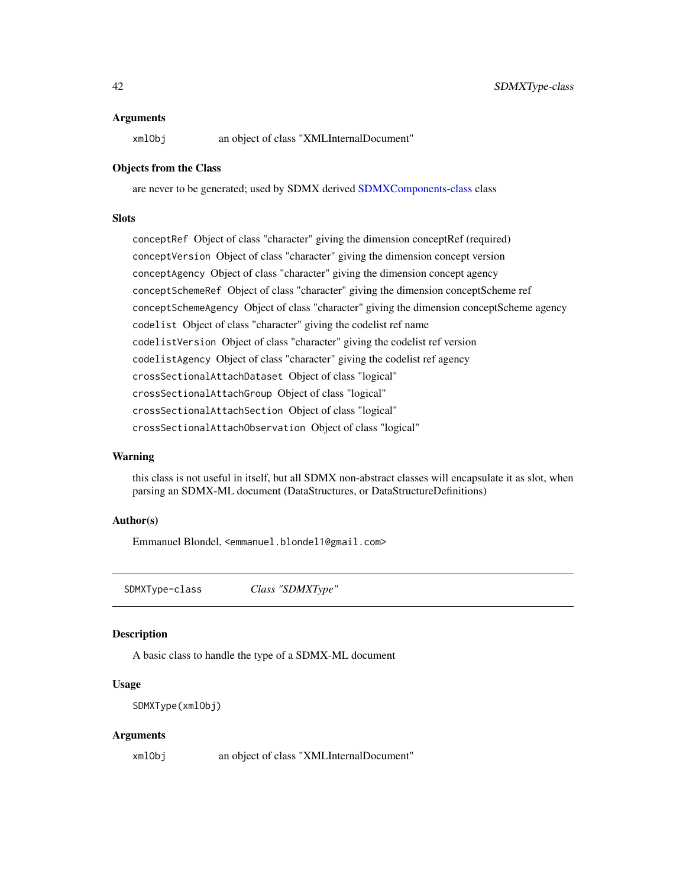### Arguments

`xmlObj` an object of class "XMLInternalDocument"

### Objects from the Class

are never to be generated; used by SDMX derived SDMXComponents-class class

### Slots

`conceptRef` Object of class "character" giving the dimension conceptRef (required)

`conceptVersion` Object of class "character" giving the dimension concept version

`conceptAgency` Object of class "character" giving the dimension concept agency

`conceptSchemeRef` Object of class "character" giving the dimension conceptScheme ref

`conceptSchemeAgency` Object of class "character" giving the dimension conceptScheme agency

`codelist` Object of class "character" giving the codelist ref name

`codelistVersion` Object of class "character" giving the codelist ref version

`codelistAgency` Object of class "character" giving the codelist ref agency

`crossSectionalAttachDataset` Object of class "logical"

`crossSectionalAttachGroup` Object of class "logical"

`crossSectionalAttachSection` Object of class "logical"

`crossSectionalAttachObservation` Object of class "logical"

### Warning

this class is not useful in itself, but all SDMX non-abstract classes will encapsulate it as slot, when parsing an SDMX-ML document (DataStructures, or DataStructureDefinitions)

### Author(s)

Emmanuel Blondel, <emmanuel.blondel1@gmail.com>

---

## SDMXType-class *Class "SDMXType"*

### Description

A basic class to handle the type of a SDMX-ML document

### Usage

```
SDMXType(xmlObj)
```

### Arguments

`xmlObj` an object of class "XMLInternalDocument"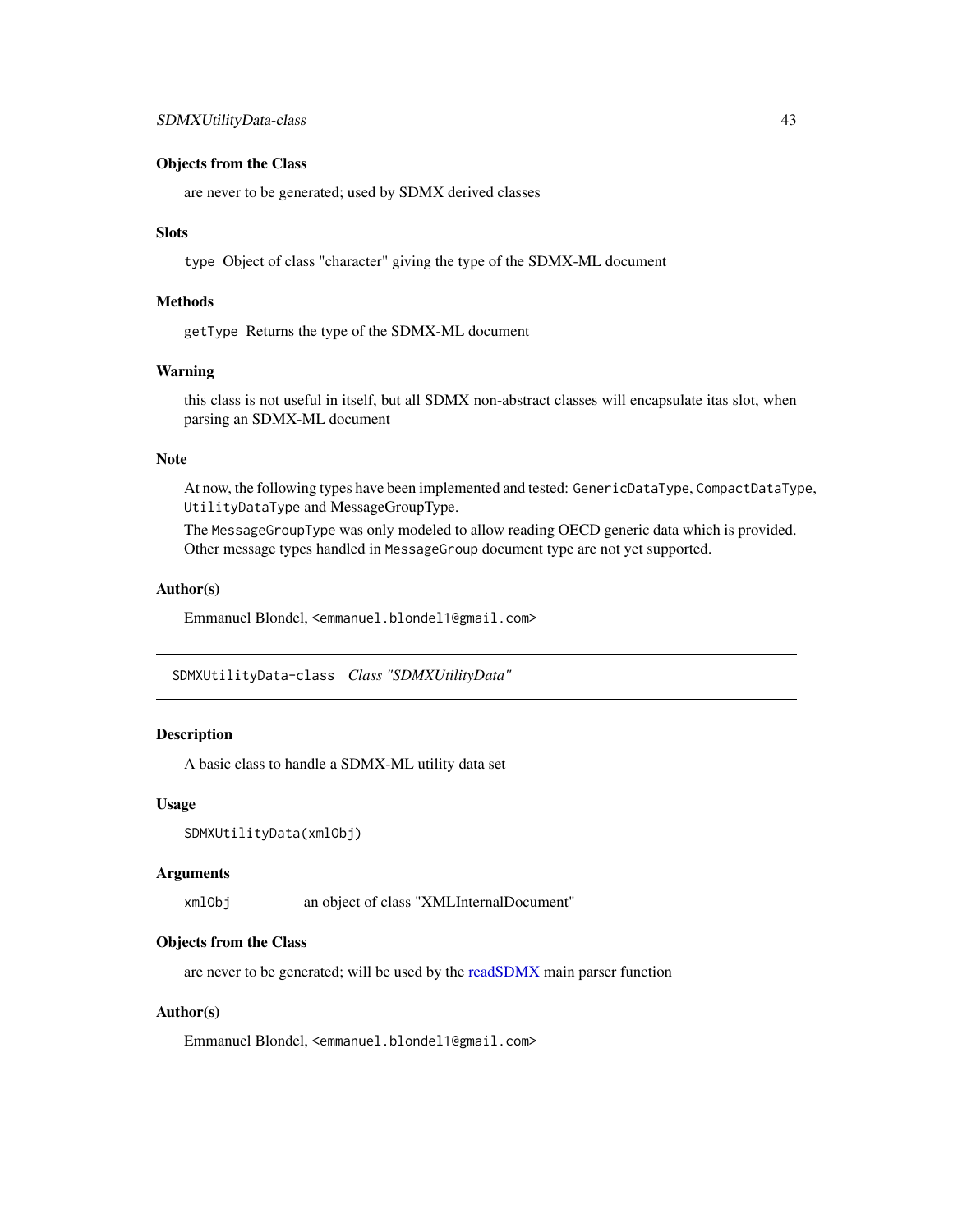### Objects from the Class

are never to be generated; used by SDMX derived classes

### Slots

`type` Object of class "character" giving the type of the SDMX-ML document

### Methods

`getType` Returns the type of the SDMX-ML document

### Warning

this class is not useful in itself, but all SDMX non-abstract classes will encapsulate itas slot, when parsing an SDMX-ML document

### Note

At now, the following types have been implemented and tested: `GenericDataType`, `CompactDataType`, `UtilityDataType` and MessageGroupType.

The `MessageGroupType` was only modeled to allow reading OECD generic data which is provided. Other message types handled in `MessageGroup` document type are not yet supported.

### Author(s)

Emmanuel Blondel, `<emmanuel.blondel1@gmail.com>`

---

## `SDMXUtilityData-class` *Class "SDMXUtilityData"*

---

### Description

A basic class to handle a SDMX-ML utility data set

### Usage

```
SDMXUtilityData(xmlObj)
```

### Arguments

| | |
|---|---|
| `xmlObj` | an object of class "XMLInternalDocument" |

### Objects from the Class

are never to be generated; will be used by the readSDMX main parser function

### Author(s)

Emmanuel Blondel, `<emmanuel.blondel1@gmail.com>`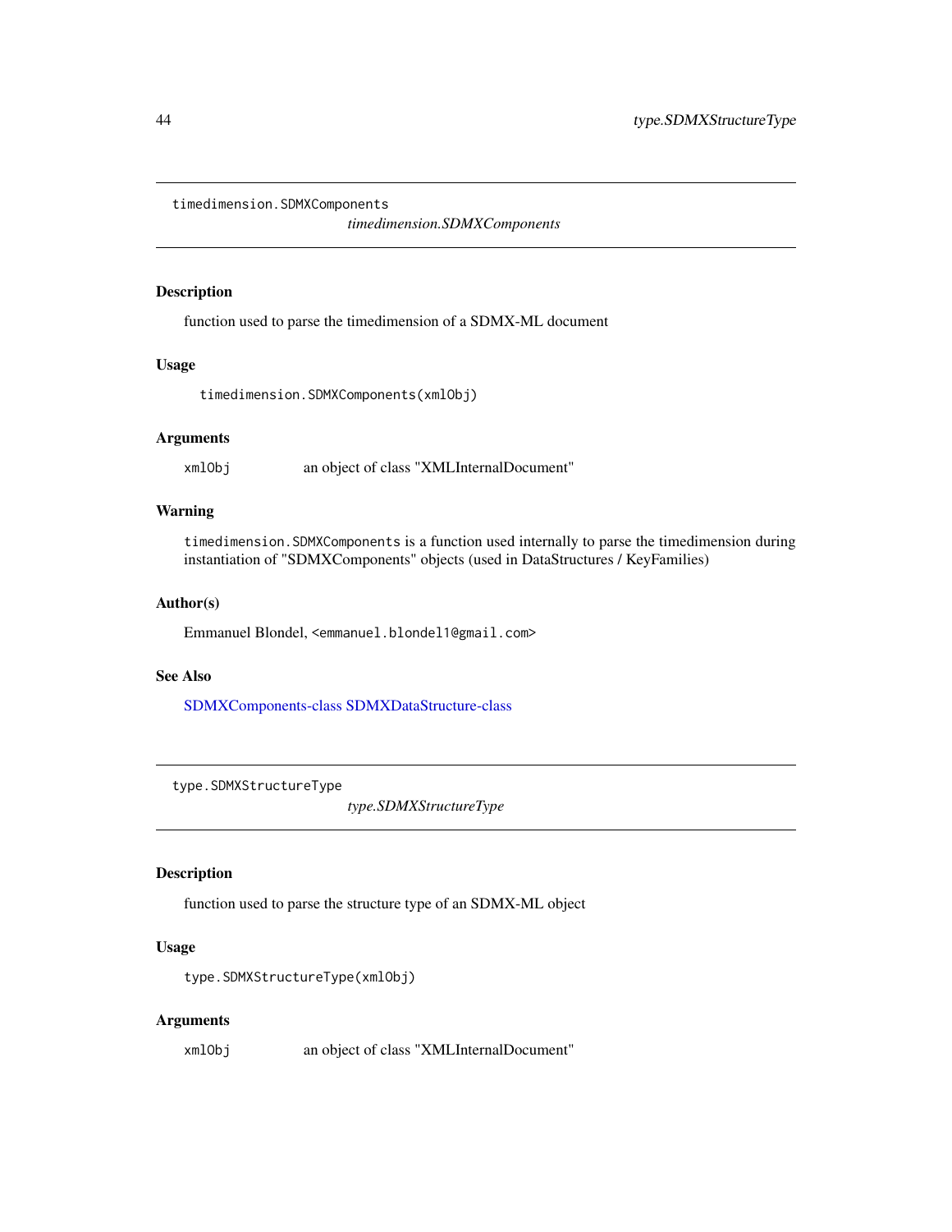## timedimension.SDMXComponents

*timedimension.SDMXComponents*

### Description

function used to parse the timedimension of a SDMX-ML document

### Usage

```
timedimension.SDMXComponents(xmlObj)
```

### Arguments

| | |
|---|---|
| xmlObj | an object of class "XMLInternalDocument" |

### Warning

`timedimension.SDMXComponents` is a function used internally to parse the timedimension during instantiation of "SDMXComponents" objects (used in DataStructures / KeyFamilies)

### Author(s)

Emmanuel Blondel, `<emmanuel.blondel1@gmail.com>`

### See Also

SDMXComponents-class SDMXDataStructure-class

## type.SDMXStructureType

*type.SDMXStructureType*

### Description

function used to parse the structure type of an SDMX-ML object

### Usage

```
type.SDMXStructureType(xmlObj)
```

### Arguments

| | |
|---|---|
| xmlObj | an object of class "XMLInternalDocument" |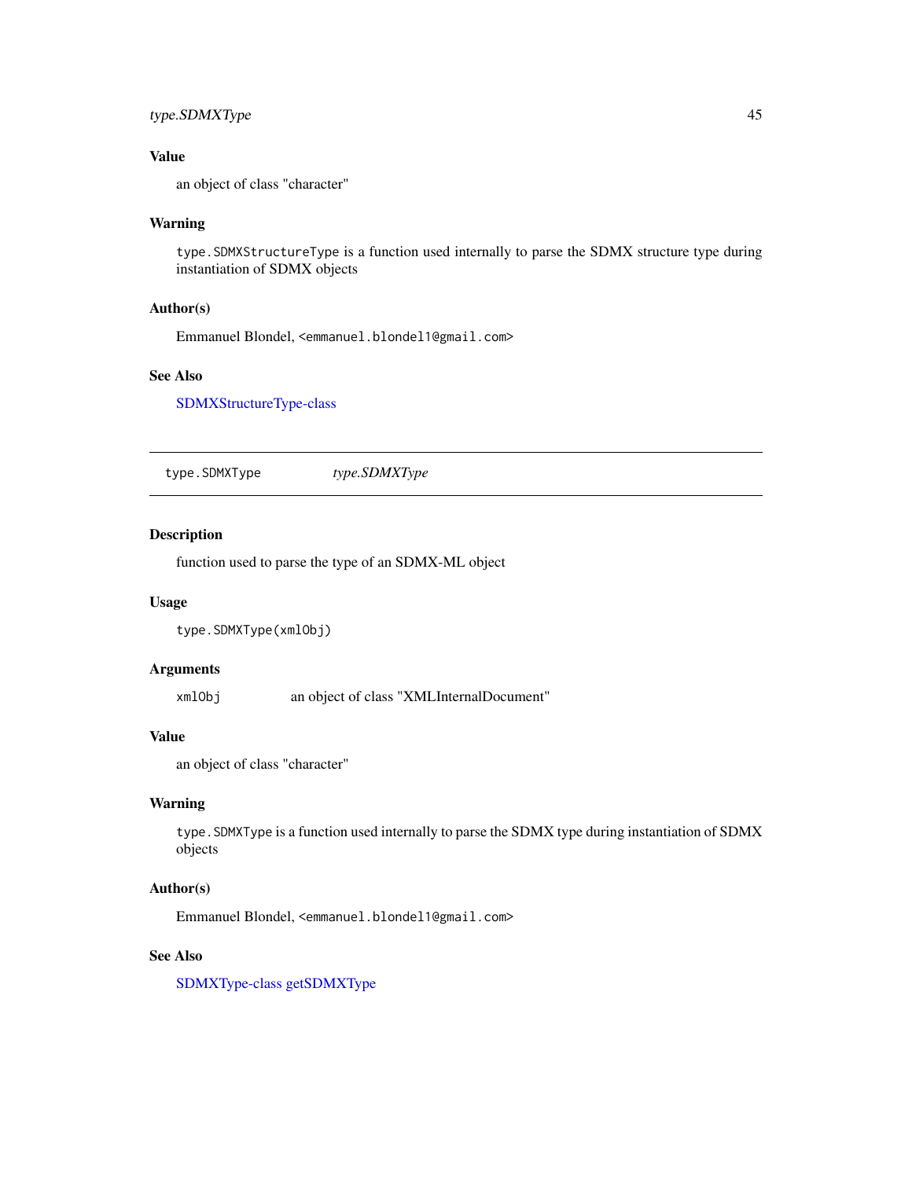### Value

an object of class "character"

### Warning

`type.SDMXStructureType` is a function used internally to parse the SDMX structure type during instantiation of SDMX objects

### Author(s)

Emmanuel Blondel, `<emmanuel.blondel1@gmail.com>`

### See Also

SDMXStructureType-class

---

## type.SDMXType — *type.SDMXType*

---

### Description

function used to parse the type of an SDMX-ML object

### Usage

```
type.SDMXType(xmlObj)
```

### Arguments

| | |
|---|---|
| `xmlObj` | an object of class "XMLInternalDocument" |

### Value

an object of class "character"

### Warning

`type.SDMXType` is a function used internally to parse the SDMX type during instantiation of SDMX objects

### Author(s)

Emmanuel Blondel, `<emmanuel.blondel1@gmail.com>`

### See Also

SDMXType-class getSDMXType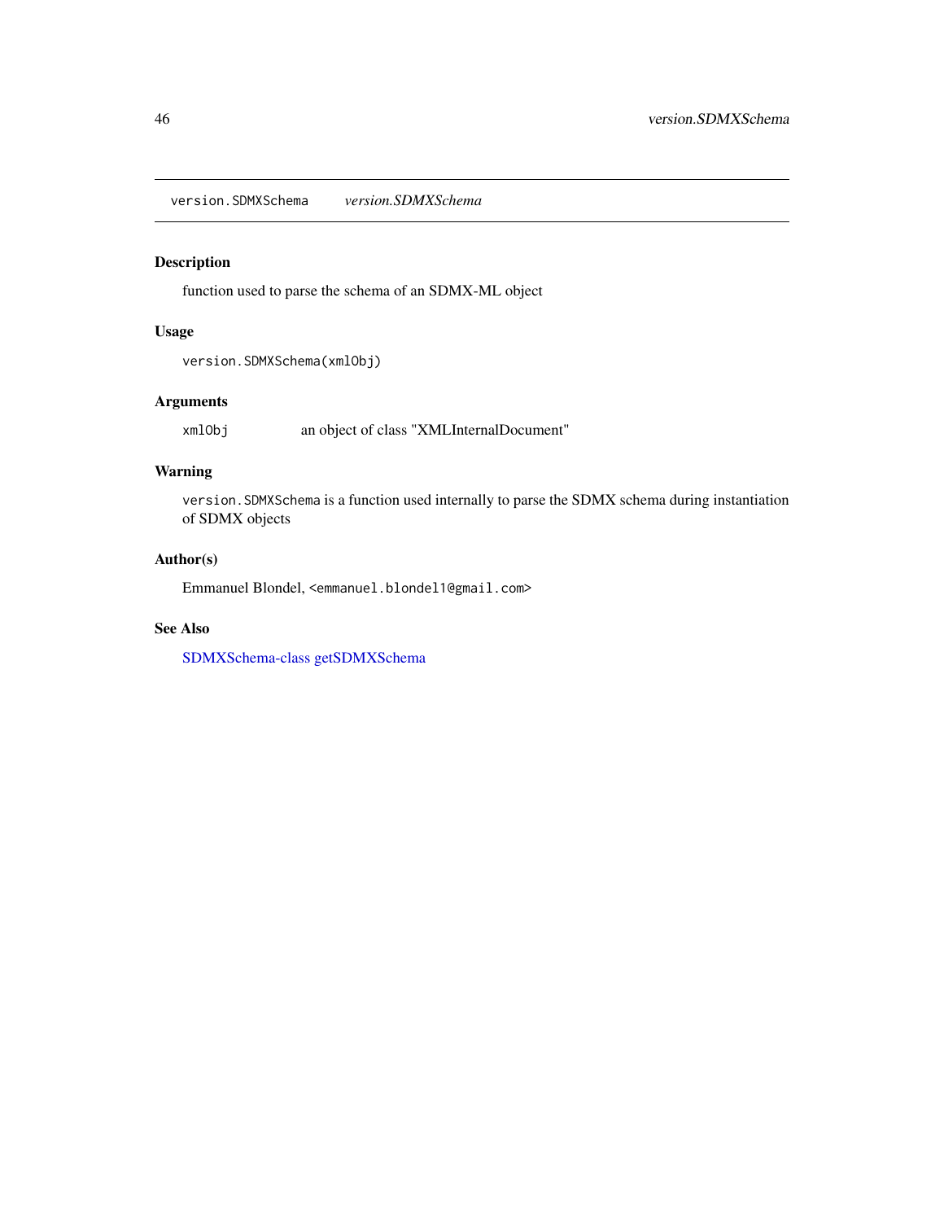version.SDMXSchema    *version.SDMXSchema*

## Description

function used to parse the schema of an SDMX-ML object

## Usage

```
version.SDMXSchema(xmlObj)
```

## Arguments

| | |
|---|---|
| `xmlObj` | an object of class "XMLInternalDocument" |

## Warning

`version.SDMXSchema` is a function used internally to parse the SDMX schema during instantiation of SDMX objects

## Author(s)

Emmanuel Blondel, `<emmanuel.blondel1@gmail.com>`

## See Also

SDMXSchema-class getSDMXSchema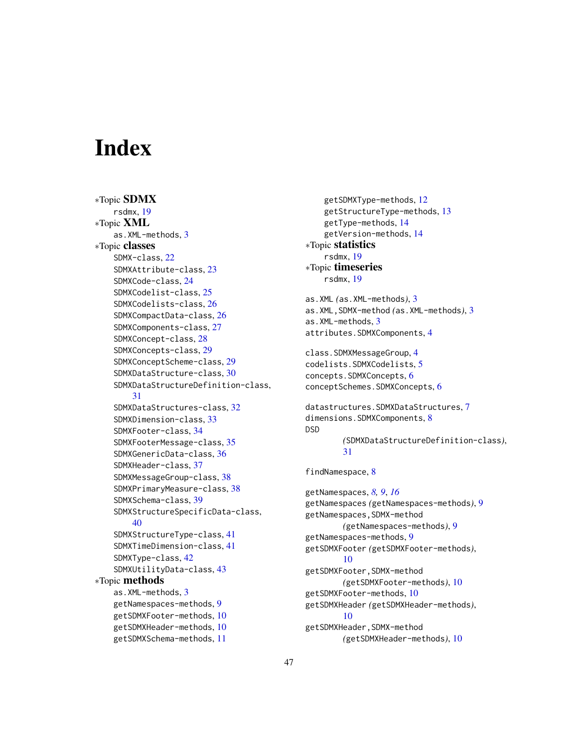# Index

*Topic **SDMX**
    rsdmx, 19
*Topic **XML**
    as.XML-methods, 3
*Topic **classes**
    SDMX-class, 22
    SDMXAttribute-class, 23
    SDMXCode-class, 24
    SDMXCodelist-class, 25
    SDMXCodelists-class, 26
    SDMXCompactData-class, 26
    SDMXComponents-class, 27
    SDMXConcept-class, 28
    SDMXConcepts-class, 29
    SDMXConceptScheme-class, 29
    SDMXDataStructure-class, 30
    SDMXDataStructureDefinition-class, 31
    SDMXDataStructures-class, 32
    SDMXDimension-class, 33
    SDMXFooter-class, 34
    SDMXFooterMessage-class, 35
    SDMXGenericData-class, 36
    SDMXHeader-class, 37
    SDMXMessageGroup-class, 38
    SDMXPrimaryMeasure-class, 38
    SDMXSchema-class, 39
    SDMXStructureSpecificData-class, 40
    SDMXStructureType-class, 41
    SDMXTimeDimension-class, 41
    SDMXType-class, 42
    SDMXUtilityData-class, 43
*Topic **methods**
    as.XML-methods, 3
    getNamespaces-methods, 9
    getSDMXFooter-methods, 10
    getSDMXHeader-methods, 10
    getSDMXSchema-methods, 11
    getSDMXType-methods, 12
    getStructureType-methods, 13
    getType-methods, 14
    getVersion-methods, 14
*Topic **statistics**
    rsdmx, 19
*Topic **timeseries**
    rsdmx, 19

as.XML *(*as.XML-methods*)*, 3
as.XML,SDMX-method *(*as.XML-methods*)*, 3
as.XML-methods, 3
attributes.SDMXComponents, 4

class.SDMXMessageGroup, 4
codelists.SDMXCodelists, 5
concepts.SDMXConcepts, 6
conceptSchemes.SDMXConcepts, 6

datastructures.SDMXDataStructures, 7
dimensions.SDMXComponents, 8
DSD *(*SDMXDataStructureDefinition-class*)*, 31

findNamespace, 8

getNamespaces, *8*, *9*, *16*
getNamespaces *(*getNamespaces-methods*)*, 9
getNamespaces,SDMX-method *(*getNamespaces-methods*)*, 9
getNamespaces-methods, 9
getSDMXFooter *(*getSDMXFooter-methods*)*, 10
getSDMXFooter,SDMX-method *(*getSDMXFooter-methods*)*, 10
getSDMXFooter-methods, 10
getSDMXHeader *(*getSDMXHeader-methods*)*, 10
getSDMXHeader,SDMX-method *(*getSDMXHeader-methods*)*, 10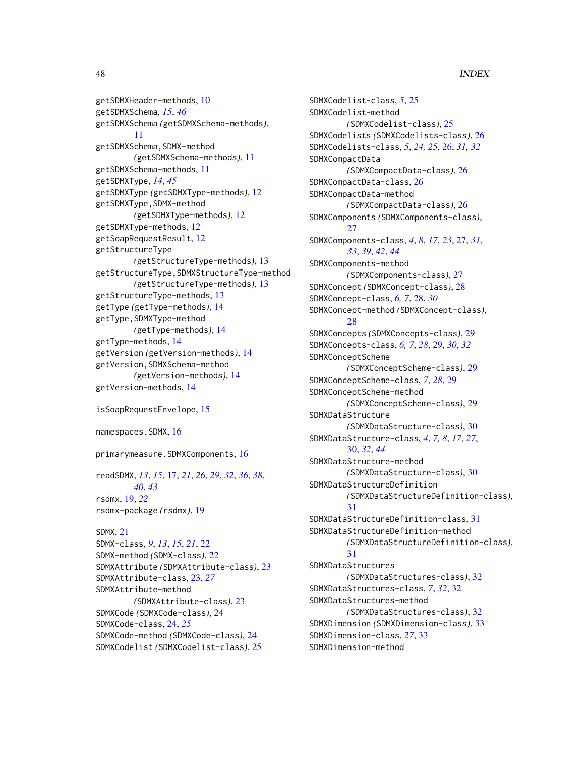getSDMXHeader-methods, 10
getSDMXSchema, *15*, *46*
getSDMXSchema *(getSDMXSchema-methods)*, 11
getSDMXSchema,SDMX-method *(getSDMXSchema-methods)*, 11
getSDMXSchema-methods, 11
getSDMXType, *14*, *45*
getSDMXType *(getSDMXType-methods)*, 12
getSDMXType,SDMX-method *(getSDMXType-methods)*, 12
getSDMXType-methods, 12
getSoapRequestResult, 12
getStructureType *(getStructureType-methods)*, 13
getStructureType,SDMXStructureType-method *(getStructureType-methods)*, 13
getStructureType-methods, 13
getType *(getType-methods)*, 14
getType,SDMXType-method *(getType-methods)*, 14
getType-methods, 14
getVersion *(getVersion-methods)*, 14
getVersion,SDMXSchema-method *(getVersion-methods)*, 14
getVersion-methods, 14

isSoapRequestEnvelope, 15

namespaces.SDMX, 16

primarymeasure.SDMXComponents, 16

readSDMX, *13*, *15*, 17, *21*, *26*, *29*, *32*, *36*, *38*, *40*, *43*
rsdmx, 19, *22*
rsdmx-package *(rsdmx)*, 19

SDMX, 21
SDMX-class, *9*, *13*, *15*, *21*, 22
SDMX-method *(SDMX-class)*, 22
SDMXAttribute *(SDMXAttribute-class)*, 23
SDMXAttribute-class, 23, *27*
SDMXAttribute-method *(SDMXAttribute-class)*, 23
SDMXCode *(SDMXCode-class)*, 24
SDMXCode-class, 24, *25*
SDMXCode-method *(SDMXCode-class)*, 24
SDMXCodelist *(SDMXCodelist-class)*, 25
SDMXCodelist-class, *5*, 25
SDMXCodelist-method *(SDMXCodelist-class)*, 25
SDMXCodelists *(SDMXCodelists-class)*, 26
SDMXCodelists-class, *5*, *24*, *25*, 26, *31*, *32*
SDMXCompactData *(SDMXCompactData-class)*, 26
SDMXCompactData-class, 26
SDMXCompactData-method *(SDMXCompactData-class)*, 26
SDMXComponents *(SDMXComponents-class)*, 27
SDMXComponents-class, *4*, *8*, *17*, *23*, 27, *31*, *33*, *39*, *42*, *44*
SDMXComponents-method *(SDMXComponents-class)*, 27
SDMXConcept *(SDMXConcept-class)*, 28
SDMXConcept-class, *6*, *7*, 28, *30*
SDMXConcept-method *(SDMXConcept-class)*, 28
SDMXConcepts *(SDMXConcepts-class)*, 29
SDMXConcepts-class, *6*, *7*, *28*, 29, *30*, *32*
SDMXConceptScheme *(SDMXConceptScheme-class)*, 29
SDMXConceptScheme-class, *7*, *28*, 29
SDMXConceptScheme-method *(SDMXConceptScheme-class)*, 29
SDMXDataStructure *(SDMXDataStructure-class)*, 30
SDMXDataStructure-class, *4*, *7*, *8*, *17*, *27*, 30, *32*, *44*
SDMXDataStructure-method *(SDMXDataStructure-class)*, 30
SDMXDataStructureDefinition *(SDMXDataStructureDefinition-class)*, 31
SDMXDataStructureDefinition-class, 31
SDMXDataStructureDefinition-method *(SDMXDataStructureDefinition-class)*, 31
SDMXDataStructures *(SDMXDataStructures-class)*, 32
SDMXDataStructures-class, *7*, *32*, 32
SDMXDataStructures-method *(SDMXDataStructures-class)*, 32
SDMXDimension *(SDMXDimension-class)*, 33
SDMXDimension-class, *27*, 33
SDMXDimension-method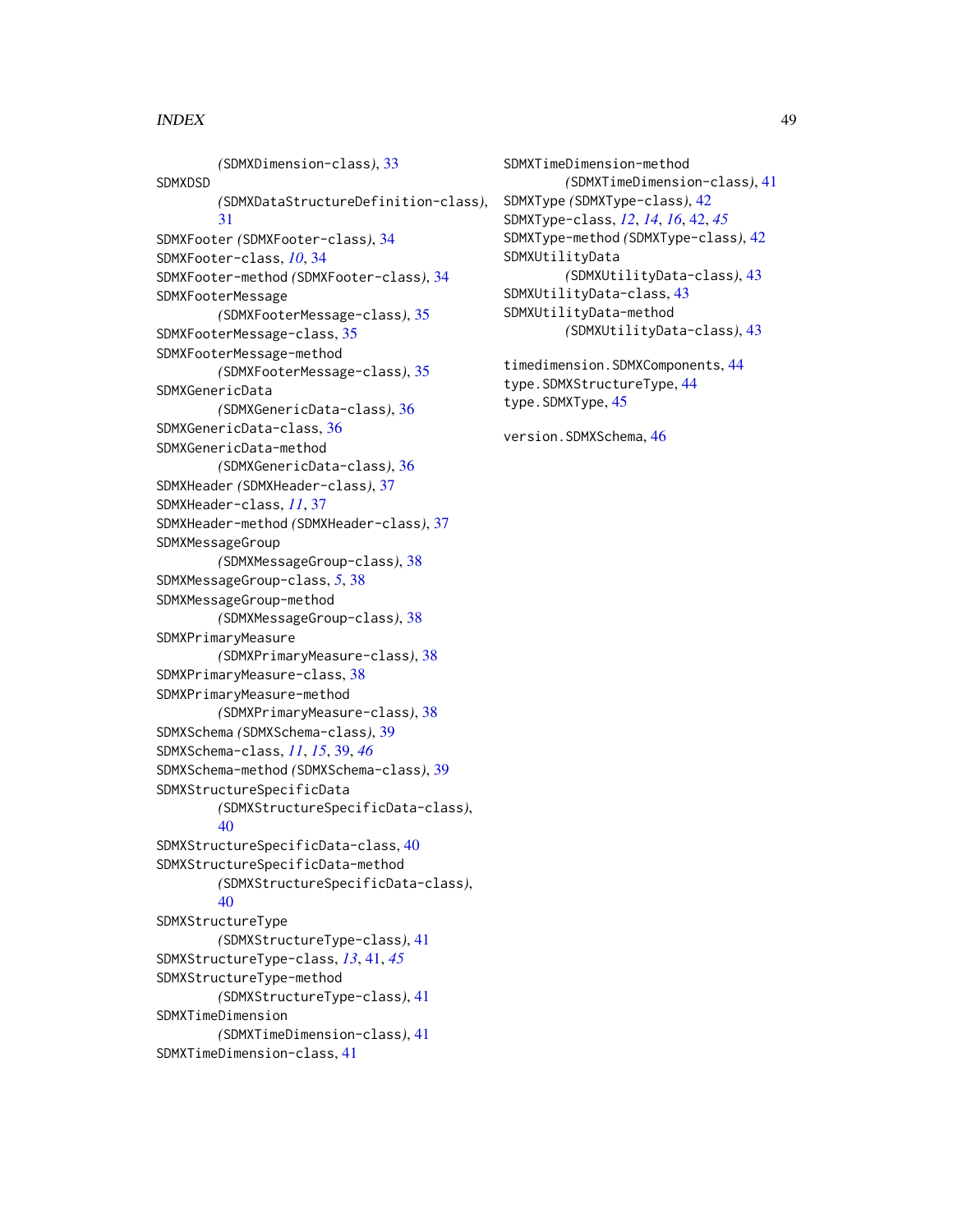(SDMXDimension-class), 33
SDMXDSD
(SDMXDataStructureDefinition-class), 31
SDMXFooter (SDMXFooter-class), 34
SDMXFooter-class, *10*, 34
SDMXFooter-method (SDMXFooter-class), 34
SDMXFooterMessage
(SDMXFooterMessage-class), 35
SDMXFooterMessage-class, 35
SDMXFooterMessage-method
(SDMXFooterMessage-class), 35
SDMXGenericData
(SDMXGenericData-class), 36
SDMXGenericData-class, 36
SDMXGenericData-method
(SDMXGenericData-class), 36
SDMXHeader (SDMXHeader-class), 37
SDMXHeader-class, *11*, 37
SDMXHeader-method (SDMXHeader-class), 37
SDMXMessageGroup
(SDMXMessageGroup-class), 38
SDMXMessageGroup-class, *5*, 38
SDMXMessageGroup-method
(SDMXMessageGroup-class), 38
SDMXPrimaryMeasure
(SDMXPrimaryMeasure-class), 38
SDMXPrimaryMeasure-class, 38
SDMXPrimaryMeasure-method
(SDMXPrimaryMeasure-class), 38
SDMXSchema (SDMXSchema-class), 39
SDMXSchema-class, *11*, *15*, 39, *46*
SDMXSchema-method (SDMXSchema-class), 39
SDMXStructureSpecificData
(SDMXStructureSpecificData-class), 40
SDMXStructureSpecificData-class, 40
SDMXStructureSpecificData-method
(SDMXStructureSpecificData-class), 40
SDMXStructureType
(SDMXStructureType-class), 41
SDMXStructureType-class, *13*, 41, *45*
SDMXStructureType-method
(SDMXStructureType-class), 41
SDMXTimeDimension
(SDMXTimeDimension-class), 41
SDMXTimeDimension-class, 41
SDMXTimeDimension-method
(SDMXTimeDimension-class), 41
SDMXType (SDMXType-class), 42
SDMXType-class, *12*, *14*, *16*, 42, *45*
SDMXType-method (SDMXType-class), 42
SDMXUtilityData
(SDMXUtilityData-class), 43
SDMXUtilityData-class, 43
SDMXUtilityData-method
(SDMXUtilityData-class), 43

timedimension.SDMXComponents, 44
type.SDMXStructureType, 44
type.SDMXType, 45

version.SDMXSchema, 46